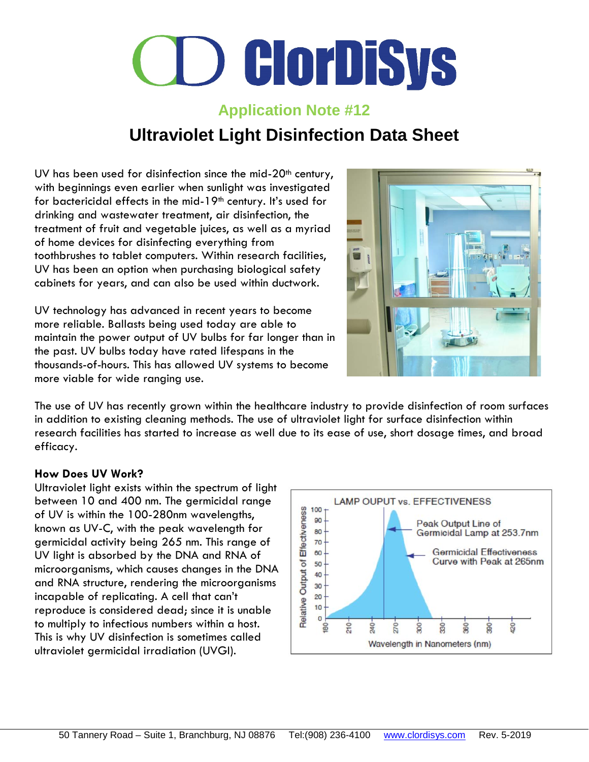# ClorDiSys

## Application Note #12

# Ultraviolet Light Disinfection Data Sheet

UV has been used for disinfection since the mid-20th century, with beginnings even earlier when sunlight was investigated for bactericidal effects in the mid-19th century. It's used for drinking and wastewater treatment, air disinfection, the treatment of fruit and vegetable juices, as well as a myriad of home devices for disinfecting everything from toothbrushes to tablet computers. Within research facilities, UV has been an option when purchasing biological safety cabinets for years, and can also be used within ductwork.

UV technology has advanced in recent years to become more reliable. Ballasts being used today are able to maintain the power output of UV bulbs for far longer than in the past. UV bulbs today have rated lifespans in the thousands-of-hours. This has allowed UV systems to become more viable for wide ranging use.

The use of UV has recently grown within the healthcare industry to provide disinfection of room surfaces in addition to existing cleaning methods. The use of ultraviolet light for surface disinfection within research facilities has started to increase as well due to its ease of use, short dosage times, and broad efficacy.

**How Does UV Work?**

Ultraviolet light exists within the spectrum of light between 10 and 400 nm. The germicidal range of UV is within the 100-280nm wavelengths, known as UV-C, with the peak wavelength for germicidal activity being 265 nm. This range of UV light is absorbed by the DNA and RNA of microorganisms, which causes changes in the DNA and RNA structure, rendering the microorganisms incapable of replicating. A cell that can't reproduce is considered dead; since it is unable to multiply to infectious numbers within a host. This is why UV disinfection is sometimes called ultraviolet germicidal irradiation (UVGI).

LAMP OUPUT vs. EFFECTIVENESS

Peak Output Line of Germicidal Lamp at 253.7nm

Germicidal Effectiveness Curve with Peak at 265nm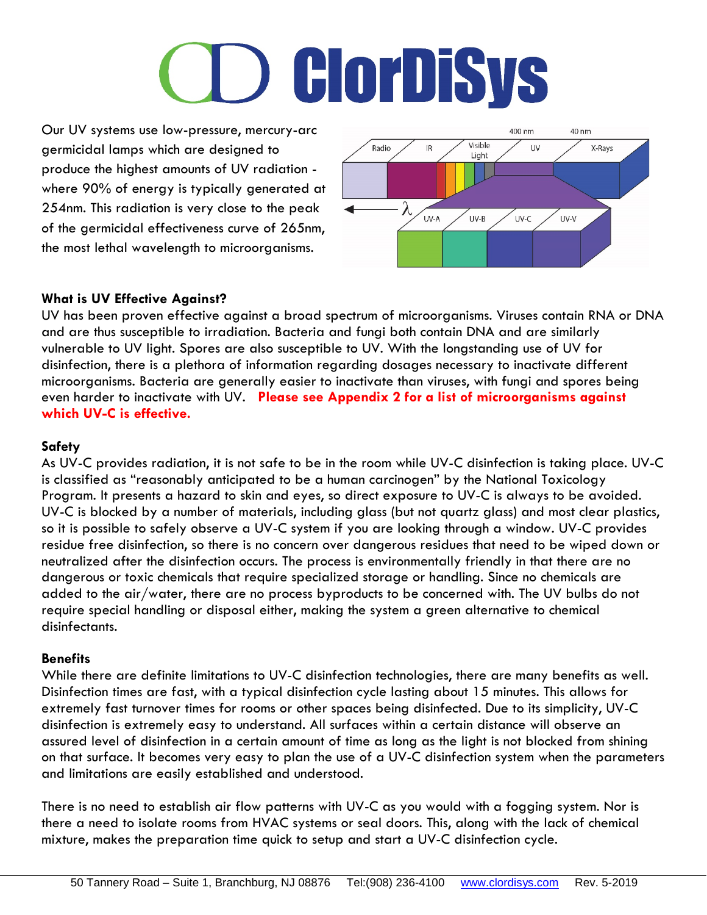Our UV systems use low-pressure, mercury-arc germicidal lamps which are designed to produce the highest amounts of UV radiation - where 90% of energy is typically generated at 254nm. This radiation is very close to the peak of the germicidal effectiveness curve of 265nm, the most lethal wavelength to microorganisms.

### What is UV Effective Against?

UV has been proven effective against a broad spectrum of microorganisms. Viruses contain RNA or DNA and are thus susceptible to irradiation. Bacteria and fungi both contain DNA and are similarly vulnerable to UV light. Spores are also susceptible to UV. With the longstanding use of UV for disinfection, there is a plethora of information regarding dosages necessary to inactivate different microorganisms. Bacteria are generally easier to inactivate than viruses, with fungi and spores being even harder to inactivate with UV. **Please see Appendix 2 for a list of microorganisms against which UV-C is effective.**

### Safety

As UV-C provides radiation, it is not safe to be in the room while UV-C disinfection is taking place. UV-C is classified as "reasonably anticipated to be a human carcinogen" by the National Toxicology Program. It presents a hazard to skin and eyes, so direct exposure to UV-C is always to be avoided. UV-C is blocked by a number of materials, including glass (but not quartz glass) and most clear plastics, so it is possible to safely observe a UV-C system if you are looking through a window. UV-C provides residue free disinfection, so there is no concern over dangerous residues that need to be wiped down or neutralized after the disinfection occurs. The process is environmentally friendly in that there are no dangerous or toxic chemicals that require specialized storage or handling. Since no chemicals are added to the air/water, there are no process byproducts to be concerned with. The UV bulbs do not require special handling or disposal either, making the system a green alternative to chemical disinfectants.

### Benefits

While there are definite limitations to UV-C disinfection technologies, there are many benefits as well. Disinfection times are fast, with a typical disinfection cycle lasting about 15 minutes. This allows for extremely fast turnover times for rooms or other spaces being disinfected. Due to its simplicity, UV-C disinfection is extremely easy to understand. All surfaces within a certain distance will observe an assured level of disinfection in a certain amount of time as long as the light is not blocked from shining on that surface. It becomes very easy to plan the use of a UV-C disinfection system when the parameters and limitations are easily established and understood.

There is no need to establish air flow patterns with UV-C as you would with a fogging system. Nor is there a need to isolate rooms from HVAC systems or seal doors. This, along with the lack of chemical mixture, makes the preparation time quick to setup and start a UV-C disinfection cycle.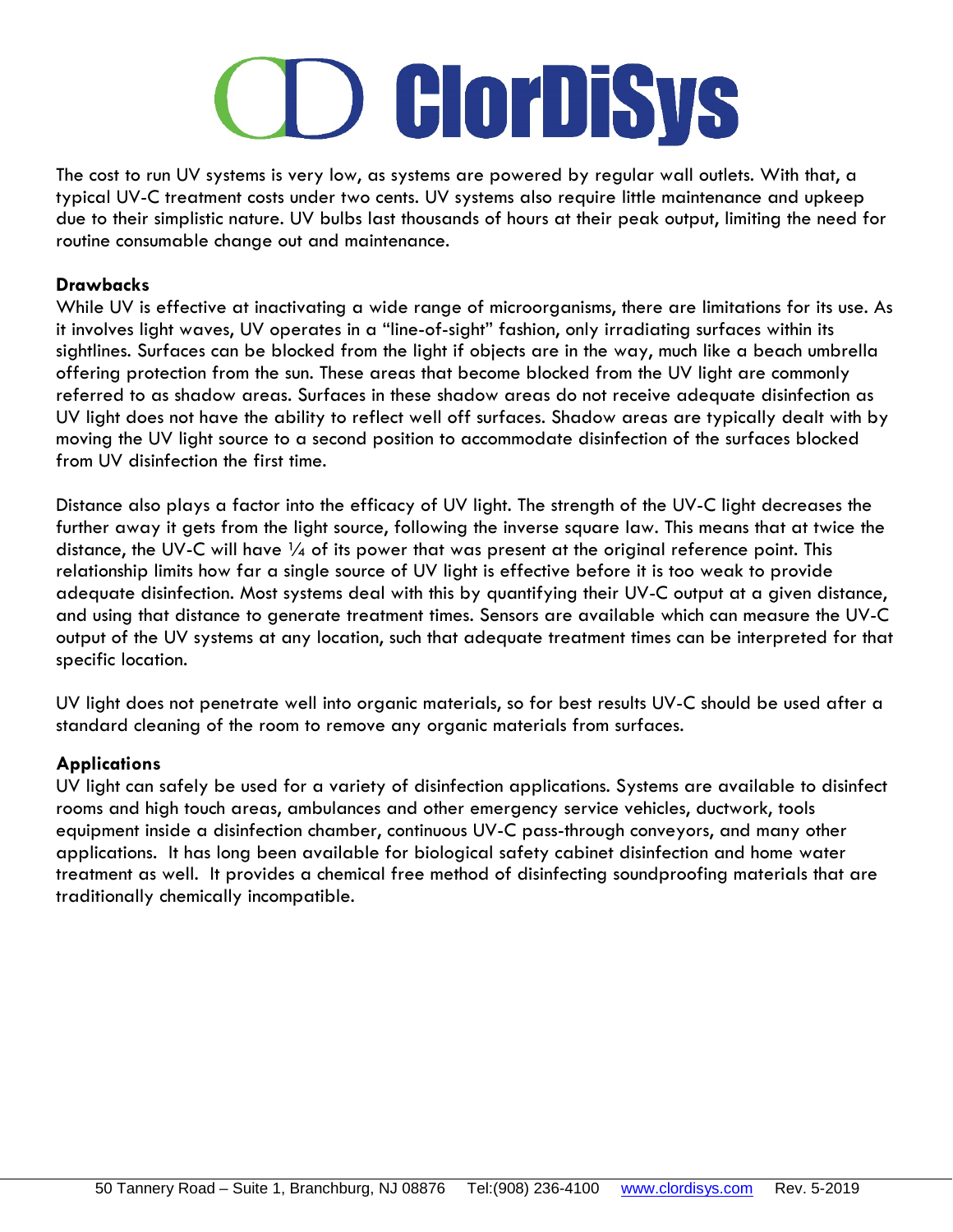The cost to run UV systems is very low, as systems are powered by regular wall outlets. With that, a typical UV-C treatment costs under two cents. UV systems also require little maintenance and upkeep due to their simplistic nature. UV bulbs last thousands of hours at their peak output, limiting the need for routine consumable change out and maintenance.

**Drawbacks**

While UV is effective at inactivating a wide range of microorganisms, there are limitations for its use. As it involves light waves, UV operates in a "line-of-sight" fashion, only irradiating surfaces within its sightlines. Surfaces can be blocked from the light if objects are in the way, much like a beach umbrella offering protection from the sun. These areas that become blocked from the UV light are commonly referred to as shadow areas. Surfaces in these shadow areas do not receive adequate disinfection as UV light does not have the ability to reflect well off surfaces. Shadow areas are typically dealt with by moving the UV light source to a second position to accommodate disinfection of the surfaces blocked from UV disinfection the first time.

Distance also plays a factor into the efficacy of UV light. The strength of the UV-C light decreases the further away it gets from the light source, following the inverse square law. This means that at twice the distance, the UV-C will have ¼ of its power that was present at the original reference point. This relationship limits how far a single source of UV light is effective before it is too weak to provide adequate disinfection. Most systems deal with this by quantifying their UV-C output at a given distance, and using that distance to generate treatment times. Sensors are available which can measure the UV-C output of the UV systems at any location, such that adequate treatment times can be interpreted for that specific location.

UV light does not penetrate well into organic materials, so for best results UV-C should be used after a standard cleaning of the room to remove any organic materials from surfaces.

**Applications**

UV light can safely be used for a variety of disinfection applications. Systems are available to disinfect rooms and high touch areas, ambulances and other emergency service vehicles, ductwork, tools equipment inside a disinfection chamber, continuous UV-C pass-through conveyors, and many other applications. It has long been available for biological safety cabinet disinfection and home water treatment as well. It provides a chemical free method of disinfecting soundproofing materials that are traditionally chemically incompatible.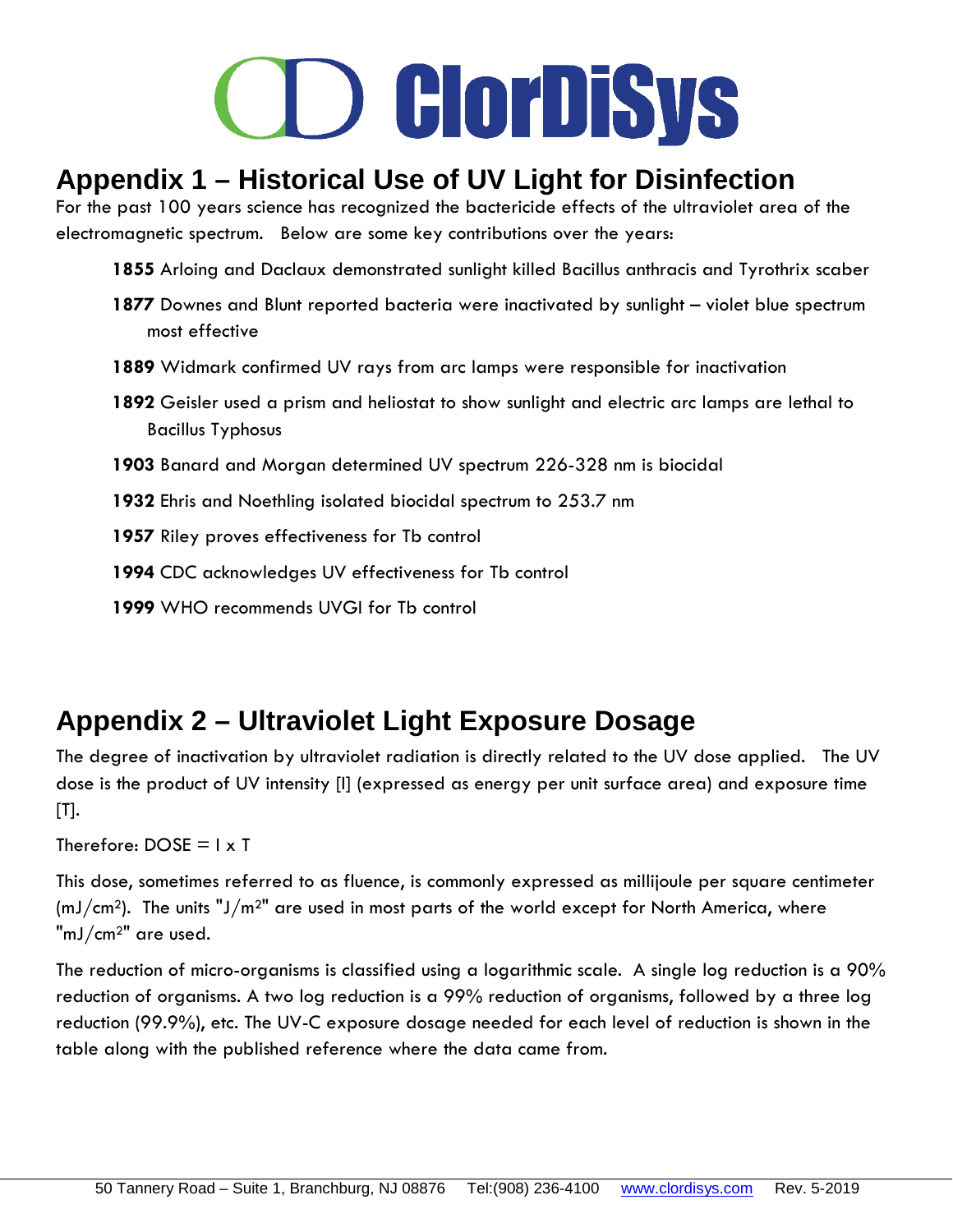# Appendix 1 – Historical Use of UV Light for Disinfection

For the past 100 years science has recognized the bactericide effects of the ultraviolet area of the electromagnetic spectrum. Below are some key contributions over the years:

**1855** Arloing and Daclaux demonstrated sunlight killed Bacillus anthracis and Tyrothrix scaber

**1877** Downes and Blunt reported bacteria were inactivated by sunlight – violet blue spectrum most effective

**1889** Widmark confirmed UV rays from arc lamps were responsible for inactivation

**1892** Geisler used a prism and heliostat to show sunlight and electric arc lamps are lethal to Bacillus Typhosus

**1903** Banard and Morgan determined UV spectrum 226-328 nm is biocidal

**1932** Ehris and Noethling isolated biocidal spectrum to 253.7 nm

**1957** Riley proves effectiveness for Tb control

**1994** CDC acknowledges UV effectiveness for Tb control

**1999** WHO recommends UVGI for Tb control

# Appendix 2 – Ultraviolet Light Exposure Dosage

The degree of inactivation by ultraviolet radiation is directly related to the UV dose applied. The UV dose is the product of UV intensity [I] (expressed as energy per unit surface area) and exposure time [T].

Therefore: DOSE = I x T

This dose, sometimes referred to as fluence, is commonly expressed as millijoule per square centimeter ($mJ/cm^2$). The units "$J/m^2$" are used in most parts of the world except for North America, where "$mJ/cm^2$" are used.

The reduction of micro-organisms is classified using a logarithmic scale. A single log reduction is a 90% reduction of organisms. A two log reduction is a 99% reduction of organisms, followed by a three log reduction (99.9%), etc. The UV-C exposure dosage needed for each level of reduction is shown in the table along with the published reference where the data came from.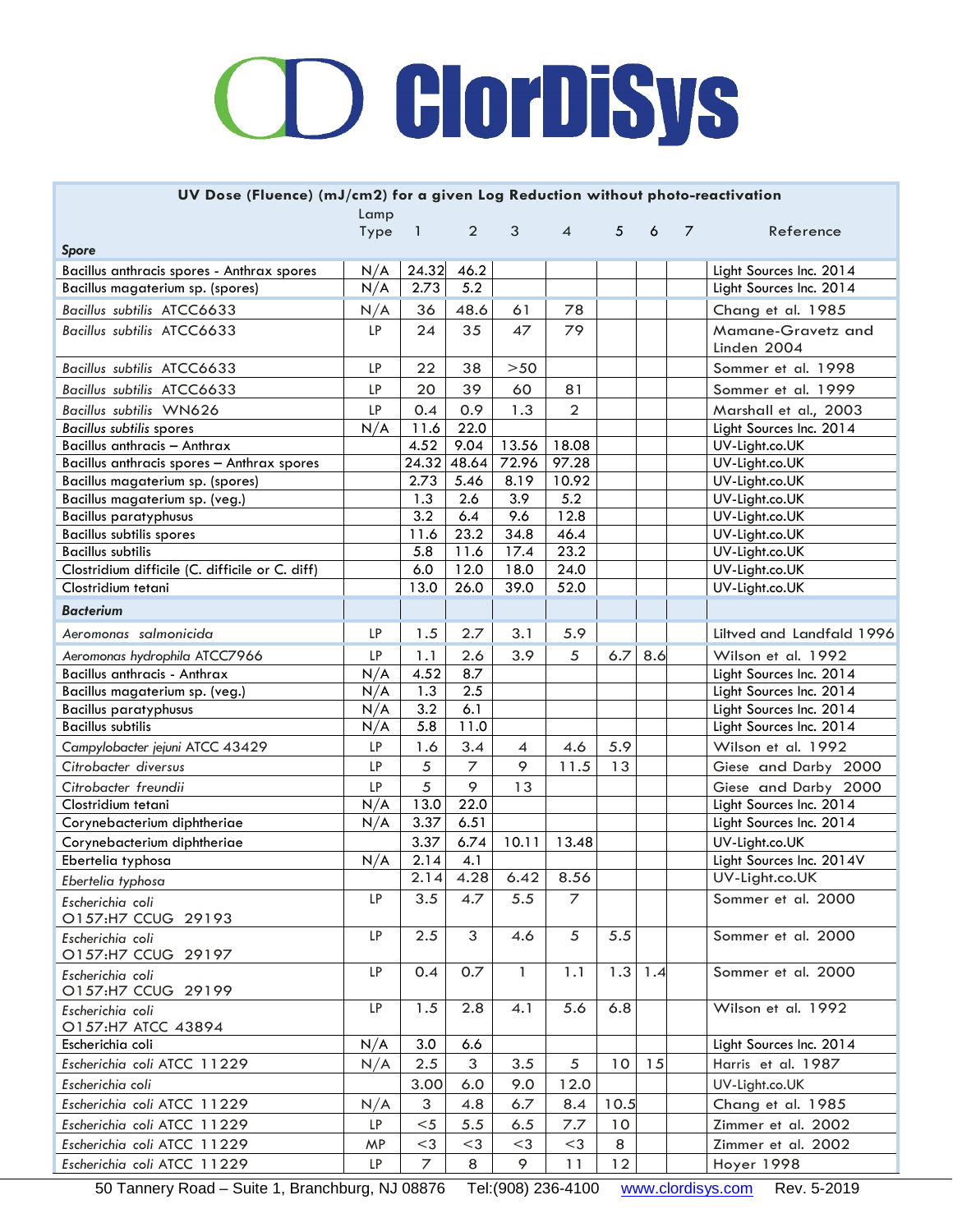# ClorDiSys

| UV Dose (Fluence) (mJ/cm2) for a given Log Reduction without photo-reactivation | Lamp Type | 1 | 2 | 3 | 4 | 5 | 6 | 7 | Reference |
|---|---|---|---|---|---|---|---|---|---|
| ***Spore*** | | | | | | | | | |
| Bacillus anthracis spores - Anthrax spores | N/A | 24.32 | 46.2 | | | | | | Light Sources Inc. 2014 |
| Bacillus magaterium sp. (spores) | N/A | 2.73 | 5.2 | | | | | | Light Sources Inc. 2014 |
| *Bacillus subtilis* ATCC6633 | N/A | 36 | 48.6 | 61 | 78 | | | | Chang et al. 1985 |
| *Bacillus subtilis* ATCC6633 | LP | 24 | 35 | 47 | 79 | | | | Mamane-Gravetz and Linden 2004 |
| *Bacillus subtilis* ATCC6633 | LP | 22 | 38 | >50 | | | | | Sommer et al. 1998 |
| *Bacillus subtilis* ATCC6633 | LP | 20 | 39 | 60 | 81 | | | | Sommer et al. 1999 |
| *Bacillus subtilis* WN626 | LP | 0.4 | 0.9 | 1.3 | 2 | | | | Marshall et al., 2003 |
| *Bacillus subtilis* spores | N/A | 11.6 | 22.0 | | | | | | Light Sources Inc. 2014 |
| Bacillus anthracis – Anthrax | | 4.52 | 9.04 | 13.56 | 18.08 | | | | UV-Light.co.UK |
| Bacillus anthracis spores – Anthrax spores | | 24.32 | 48.64 | 72.96 | 97.28 | | | | UV-Light.co.UK |
| Bacillus magaterium sp. (spores) | | 2.73 | 5.46 | 8.19 | 10.92 | | | | UV-Light.co.UK |
| Bacillus magaterium sp. (veg.) | | 1.3 | 2.6 | 3.9 | 5.2 | | | | UV-Light.co.UK |
| Bacillus paratyphusus | | 3.2 | 6.4 | 9.6 | 12.8 | | | | UV-Light.co.UK |
| Bacillus subtilis spores | | 11.6 | 23.2 | 34.8 | 46.4 | | | | UV-Light.co.UK |
| Bacillus subtilis | | 5.8 | 11.6 | 17.4 | 23.2 | | | | UV-Light.co.UK |
| Clostridium difficile (C. difficile or C. diff) | | 6.0 | 12.0 | 18.0 | 24.0 | | | | UV-Light.co.UK |
| Clostridium tetani | | 13.0 | 26.0 | 39.0 | 52.0 | | | | UV-Light.co.UK |
| ***Bacterium*** | | | | | | | | | |
| *Aeromonas salmonicida* | LP | 1.5 | 2.7 | 3.1 | 5.9 | | | | Liltved and Landfald 1996 |
| *Aeromonas hydrophila* ATCC7966 | LP | 1.1 | 2.6 | 3.9 | 5 | 6.7 | 8.6 | | Wilson et al. 1992 |
| Bacillus anthracis - Anthrax | N/A | 4.52 | 8.7 | | | | | | Light Sources Inc. 2014 |
| Bacillus magaterium sp. (veg.) | N/A | 1.3 | 2.5 | | | | | | Light Sources Inc. 2014 |
| Bacillus paratyphusus | N/A | 3.2 | 6.1 | | | | | | Light Sources Inc. 2014 |
| Bacillus subtilis | N/A | 5.8 | 11.0 | | | | | | Light Sources Inc. 2014 |
| *Campylobacter jejuni* ATCC 43429 | LP | 1.6 | 3.4 | 4 | 4.6 | 5.9 | | | Wilson et al. 1992 |
| *Citrobacter diversus* | LP | 5 | 7 | 9 | 11.5 | 13 | | | Giese and Darby 2000 |
| *Citrobacter freundii* | LP | 5 | 9 | 13 | | | | | Giese and Darby 2000 |
| Clostridium tetani | N/A | 13.0 | 22.0 | | | | | | Light Sources Inc. 2014 |
| Corynebacterium diphtheriae | N/A | 3.37 | 6.51 | | | | | | Light Sources Inc. 2014 |
| Corynebacterium diphtheriae | | 3.37 | 6.74 | 10.11 | 13.48 | | | | UV-Light.co.UK |
| Ebertelia typhosa | N/A | 2.14 | 4.1 | | | | | | Light Sources Inc. 2014V |
| *Ebertelia typhosa* | | 2.14 | 4.28 | 6.42 | 8.56 | | | | UV-Light.co.UK |
| *Escherichia coli* O157:H7 CCUG 29193 | LP | 3.5 | 4.7 | 5.5 | 7 | | | | Sommer et al. 2000 |
| *Escherichia coli* O157:H7 CCUG 29197 | LP | 2.5 | 3 | 4.6 | 5 | 5.5 | | | Sommer et al. 2000 |
| *Escherichia coli* O157:H7 CCUG 29199 | LP | 0.4 | 0.7 | 1 | 1.1 | 1.3 | 1.4 | | Sommer et al. 2000 |
| *Escherichia coli* O157:H7 ATCC 43894 | LP | 1.5 | 2.8 | 4.1 | 5.6 | 6.8 | | | Wilson et al. 1992 |
| Escherichia coli | N/A | 3.0 | 6.6 | | | | | | Light Sources Inc. 2014 |
| *Escherichia coli* ATCC 11229 | N/A | 2.5 | 3 | 3.5 | 5 | 10 | 15 | | Harris et al. 1987 |
| *Escherichia coli* | | 3.00 | 6.0 | 9.0 | 12.0 | | | | UV-Light.co.UK |
| *Escherichia coli* ATCC 11229 | N/A | 3 | 4.8 | 6.7 | 8.4 | 10.5 | | | Chang et al. 1985 |
| *Escherichia coli* ATCC 11229 | LP | <5 | 5.5 | 6.5 | 7.7 | 10 | | | Zimmer et al. 2002 |
| *Escherichia coli* ATCC 11229 | MP | <3 | <3 | <3 | <3 | 8 | | | Zimmer et al. 2002 |
| *Escherichia coli* ATCC 11229 | LP | 7 | 8 | 9 | 11 | 12 | | | Hoyer 1998 |

50 Tannery Road – Suite 1, Branchburg, NJ 08876 Tel:(908) 236-4100 www.clordisys.com Rev. 5-2019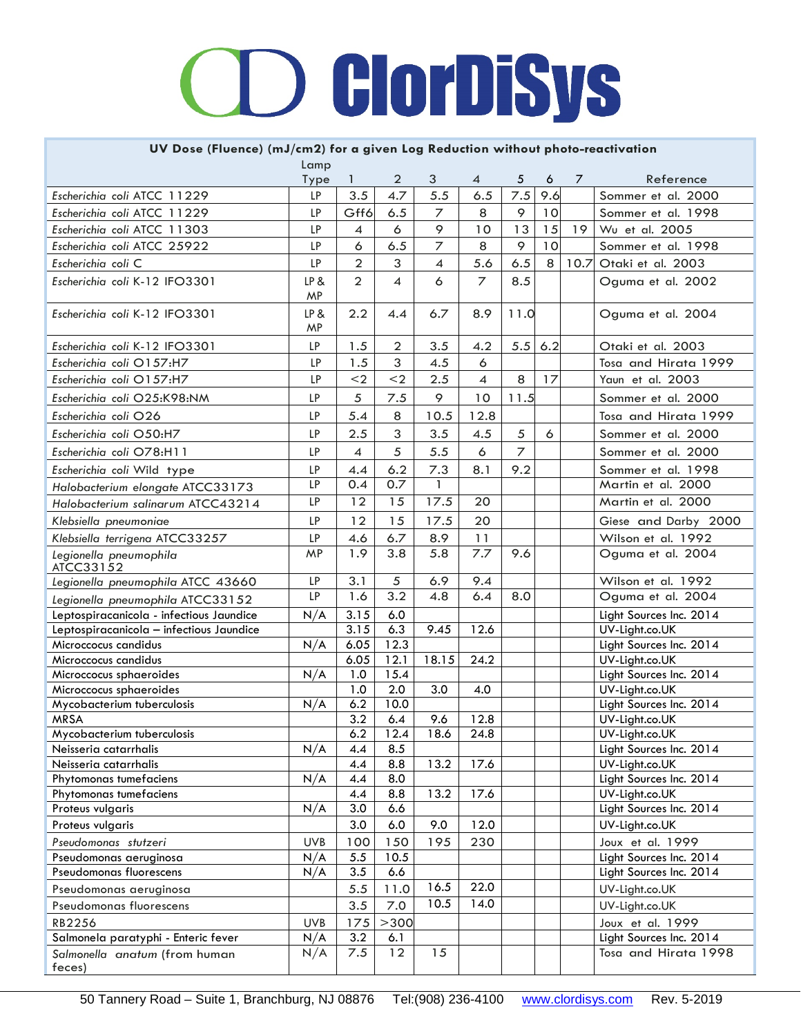# ClorDiSys

| UV Dose (Fluence) (mJ/cm2) for a given Log Reduction without photo-reactivation | | | | | | | | | |
|---|---|---|---|---|---|---|---|---|---|
| | Lamp Type | 1 | 2 | 3 | 4 | 5 | 6 | 7 | Reference |
| *Escherichia coli* ATCC 11229 | LP | 3.5 | 4.7 | 5.5 | 6.5 | 7.5 | 9.6 | | Sommer et al. 2000 |
| *Escherichia coli* ATCC 11229 | LP | Gff6 | 6.5 | 7 | 8 | 9 | 10 | | Sommer et al. 1998 |
| *Escherichia coli* ATCC 11303 | LP | 4 | 6 | 9 | 10 | 13 | 15 | 19 | Wu et al. 2005 |
| *Escherichia coli* ATCC 25922 | LP | 6 | 6.5 | 7 | 8 | 9 | 10 | | Sommer et al. 1998 |
| *Escherichia coli* C | LP | 2 | 3 | 4 | 5.6 | 6.5 | 8 | 10.7 | Otaki et al. 2003 |
| *Escherichia coli* K-12 IFO3301 | LP & MP | 2 | 4 | 6 | 7 | 8.5 | | | Oguma et al. 2002 |
| *Escherichia coli* K-12 IFO3301 | LP & MP | 2.2 | 4.4 | 6.7 | 8.9 | 11.0 | | | Oguma et al. 2004 |
| *Escherichia coli* K-12 IFO3301 | LP | 1.5 | 2 | 3.5 | 4.2 | 5.5 | 6.2 | | Otaki et al. 2003 |
| *Escherichia coli* O157:H7 | LP | 1.5 | 3 | 4.5 | 6 | | | | Tosa and Hirata 1999 |
| *Escherichia coli* O157:H7 | LP | <2 | <2 | 2.5 | 4 | 8 | 17 | | Yaun et al. 2003 |
| *Escherichia coli* O25:K98:NM | LP | 5 | 7.5 | 9 | 10 | 11.5 | | | Sommer et al. 2000 |
| *Escherichia coli* O26 | LP | 5.4 | 8 | 10.5 | 12.8 | | | | Tosa and Hirata 1999 |
| *Escherichia coli* O50:H7 | LP | 2.5 | 3 | 3.5 | 4.5 | 5 | 6 | | Sommer et al. 2000 |
| *Escherichia coli* O78:H11 | LP | 4 | 5 | 5.5 | 6 | 7 | | | Sommer et al. 2000 |
| *Escherichia coli* Wild type | LP | 4.4 | 6.2 | 7.3 | 8.1 | 9.2 | | | Sommer et al. 1998 |
| *Halobacterium elongate* ATCC33173 | LP | 0.4 | 0.7 | 1 | | | | | Martin et al. 2000 |
| *Halobacterium salinarum* ATCC43214 | LP | 12 | 15 | 17.5 | 20 | | | | Martin et al. 2000 |
| *Klebsiella pneumoniae* | LP | 12 | 15 | 17.5 | 20 | | | | Giese and Darby 2000 |
| *Klebsiella terrigena* ATCC33257 | LP | 4.6 | 6.7 | 8.9 | 11 | | | | Wilson et al. 1992 |
| *Legionella pneumophila* ATCC33152 | MP | 1.9 | 3.8 | 5.8 | 7.7 | 9.6 | | | Oguma et al. 2004 |
| *Legionella pneumophila* ATCC 43660 | LP | 3.1 | 5 | 6.9 | 9.4 | | | | Wilson et al. 1992 |
| *Legionella pneumophila* ATCC33152 | LP | 1.6 | 3.2 | 4.8 | 6.4 | 8.0 | | | Oguma et al. 2004 |
| Leptospiracanicola - infectious Jaundice | N/A | 3.15 | 6.0 | | | | | | Light Sources Inc. 2014 |
| Leptospiracanicola – infectious Jaundice | | 3.15 | 6.3 | 9.45 | 12.6 | | | | UV-Light.co.UK |
| Microccocus candidus | N/A | 6.05 | 12.3 | | | | | | Light Sources Inc. 2014 |
| Microccocus candidus | | 6.05 | 12.1 | 18.15 | 24.2 | | | | UV-Light.co.UK |
| Microccocus sphaeroides | N/A | 1.0 | 15.4 | | | | | | Light Sources Inc. 2014 |
| Microccocus sphaeroides | | 1.0 | 2.0 | 3.0 | 4.0 | | | | UV-Light.co.UK |
| Mycobacterium tuberculosis | N/A | 6.2 | 10.0 | | | | | | Light Sources Inc. 2014 |
| MRSA | | 3.2 | 6.4 | 9.6 | 12.8 | | | | UV-Light.co.UK |
| Mycobacterium tuberculosis | | 6.2 | 12.4 | 18.6 | 24.8 | | | | UV-Light.co.UK |
| Neisseria catarrhalis | N/A | 4.4 | 8.5 | | | | | | Light Sources Inc. 2014 |
| Neisseria catarrhalis | | 4.4 | 8.8 | 13.2 | 17.6 | | | | UV-Light.co.UK |
| Phytomonas tumefaciens | N/A | 4.4 | 8.0 | | | | | | Light Sources Inc. 2014 |
| Phytomonas tumefaciens | | 4.4 | 8.8 | 13.2 | 17.6 | | | | UV-Light.co.UK |
| Proteus vulgaris | N/A | 3.0 | 6.6 | | | | | | Light Sources Inc. 2014 |
| Proteus vulgaris | | 3.0 | 6.0 | 9.0 | 12.0 | | | | UV-Light.co.UK |
| *Pseudomonas stutzeri* | UVB | 100 | 150 | 195 | 230 | | | | Joux et al. 1999 |
| Pseudomonas aeruginosa | N/A | 5.5 | 10.5 | | | | | | Light Sources Inc. 2014 |
| Pseudomonas fluorescens | N/A | 3.5 | 6.6 | | | | | | Light Sources Inc. 2014 |
| Pseudomonas aeruginosa | | 5.5 | 11.0 | 16.5 | 22.0 | | | | UV-Light.co.UK |
| Pseudomonas fluorescens | | 3.5 | 7.0 | 10.5 | 14.0 | | | | UV-Light.co.UK |
| RB2256 | UVB | 175 | >300 | | | | | | Joux et al. 1999 |
| Salmonela paratyphi - Enteric fever | N/A | 3.2 | 6.1 | | | | | | Light Sources Inc. 2014 |
| *Salmonella anatum* (from human feces) | N/A | 7.5 | 12 | 15 | | | | | Tosa and Hirata 1998 |

50 Tannery Road – Suite 1, Branchburg, NJ 08876 Tel:(908) 236-4100 www.clordisys.com Rev. 5-2019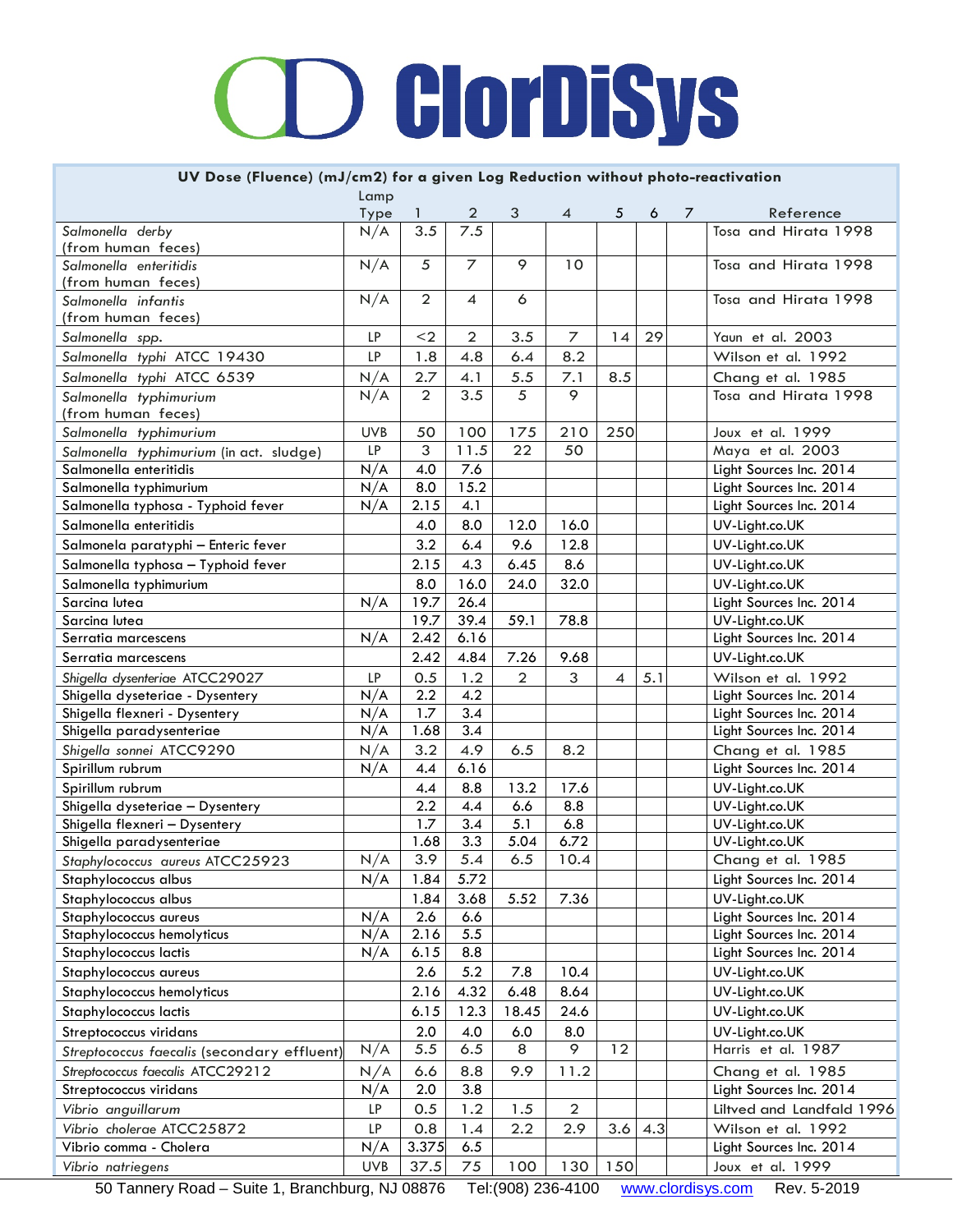| UV Dose (Fluence) (mJ/cm2) for a given Log Reduction without photo-reactivation | | | | | | | | | |
|---|---|---|---|---|---|---|---|---|---|
| | Lamp Type | 1 | 2 | 3 | 4 | 5 | 6 | 7 | Reference |
| *Salmonella derby* (from human feces) | N/A | 3.5 | 7.5 | | | | | | Tosa and Hirata 1998 |
| *Salmonella enteritidis* (from human feces) | N/A | 5 | 7 | 9 | 10 | | | | Tosa and Hirata 1998 |
| *Salmonella infantis* (from human feces) | N/A | 2 | 4 | 6 | | | | | Tosa and Hirata 1998 |
| *Salmonella spp.* | LP | <2 | 2 | 3.5 | 7 | 14 | 29 | | Yaun et al. 2003 |
| *Salmonella typhi* ATCC 19430 | LP | 1.8 | 4.8 | 6.4 | 8.2 | | | | Wilson et al. 1992 |
| *Salmonella typhi* ATCC 6539 | N/A | 2.7 | 4.1 | 5.5 | 7.1 | 8.5 | | | Chang et al. 1985 |
| *Salmonella typhimurium* (from human feces) | N/A | 2 | 3.5 | 5 | 9 | | | | Tosa and Hirata 1998 |
| *Salmonella typhimurium* | UVB | 50 | 100 | 175 | 210 | 250 | | | Joux et al. 1999 |
| *Salmonella typhimurium* (in act. sludge) | LP | 3 | 11.5 | 22 | 50 | | | | Maya et al. 2003 |
| Salmonella enteritidis | N/A | 4.0 | 7.6 | | | | | | Light Sources Inc. 2014 |
| Salmonella typhimurium | N/A | 8.0 | 15.2 | | | | | | Light Sources Inc. 2014 |
| Salmonella typhosa - Typhoid fever | N/A | 2.15 | 4.1 | | | | | | Light Sources Inc. 2014 |
| Salmonella enteritidis | | 4.0 | 8.0 | 12.0 | 16.0 | | | | UV-Light.co.UK |
| Salmonela paratyphi – Enteric fever | | 3.2 | 6.4 | 9.6 | 12.8 | | | | UV-Light.co.UK |
| Salmonella typhosa – Typhoid fever | | 2.15 | 4.3 | 6.45 | 8.6 | | | | UV-Light.co.UK |
| Salmonella typhimurium | | 8.0 | 16.0 | 24.0 | 32.0 | | | | UV-Light.co.UK |
| Sarcina lutea | N/A | 19.7 | 26.4 | | | | | | Light Sources Inc. 2014 |
| Sarcina lutea | | 19.7 | 39.4 | 59.1 | 78.8 | | | | UV-Light.co.UK |
| Serratia marcescens | N/A | 2.42 | 6.16 | | | | | | Light Sources Inc. 2014 |
| Serratia marcescens | | 2.42 | 4.84 | 7.26 | 9.68 | | | | UV-Light.co.UK |
| *Shigella dysenteriae* ATCC29027 | LP | 0.5 | 1.2 | 2 | 3 | 4 | 5.1 | | Wilson et al. 1992 |
| Shigella dyseteriae - Dysentery | N/A | 2.2 | 4.2 | | | | | | Light Sources Inc. 2014 |
| Shigella flexneri - Dysentery | N/A | 1.7 | 3.4 | | | | | | Light Sources Inc. 2014 |
| Shigella paradysenteriae | N/A | 1.68 | 3.4 | | | | | | Light Sources Inc. 2014 |
| *Shigella sonnei* ATCC9290 | N/A | 3.2 | 4.9 | 6.5 | 8.2 | | | | Chang et al. 1985 |
| Spirillum rubrum | N/A | 4.4 | 6.16 | | | | | | Light Sources Inc. 2014 |
| Spirillum rubrum | | 4.4 | 8.8 | 13.2 | 17.6 | | | | UV-Light.co.UK |
| Shigella dyseteriae – Dysentery | | 2.2 | 4.4 | 6.6 | 8.8 | | | | UV-Light.co.UK |
| Shigella flexneri – Dysentery | | 1.7 | 3.4 | 5.1 | 6.8 | | | | UV-Light.co.UK |
| Shigella paradysenteriae | | 1.68 | 3.3 | 5.04 | 6.72 | | | | UV-Light.co.UK |
| *Staphylococcus aureus* ATCC25923 | N/A | 3.9 | 5.4 | 6.5 | 10.4 | | | | Chang et al. 1985 |
| Staphylococcus albus | N/A | 1.84 | 5.72 | | | | | | Light Sources Inc. 2014 |
| Staphylococcus albus | | 1.84 | 3.68 | 5.52 | 7.36 | | | | UV-Light.co.UK |
| Staphylococcus aureus | N/A | 2.6 | 6.6 | | | | | | Light Sources Inc. 2014 |
| Staphylococcus hemolyticus | N/A | 2.16 | 5.5 | | | | | | Light Sources Inc. 2014 |
| Staphylococcus lactis | N/A | 6.15 | 8.8 | | | | | | Light Sources Inc. 2014 |
| Staphylococcus aureus | | 2.6 | 5.2 | 7.8 | 10.4 | | | | UV-Light.co.UK |
| Staphylococcus hemolyticus | | 2.16 | 4.32 | 6.48 | 8.64 | | | | UV-Light.co.UK |
| Staphylococcus lactis | | 6.15 | 12.3 | 18.45 | 24.6 | | | | UV-Light.co.UK |
| Streptococcus viridans | | 2.0 | 4.0 | 6.0 | 8.0 | | | | UV-Light.co.UK |
| *Streptococcus faecalis* (secondary effluent) | N/A | 5.5 | 6.5 | 8 | 9 | 12 | | | Harris et al. 1987 |
| *Streptococcus faecalis* ATCC29212 | N/A | 6.6 | 8.8 | 9.9 | 11.2 | | | | Chang et al. 1985 |
| Streptococcus viridans | N/A | 2.0 | 3.8 | | | | | | Light Sources Inc. 2014 |
| *Vibrio anguillarum* | LP | 0.5 | 1.2 | 1.5 | 2 | | | | Liltved and Landfald 1996 |
| *Vibrio cholerae* ATCC25872 | LP | 0.8 | 1.4 | 2.2 | 2.9 | 3.6 | 4.3 | | Wilson et al. 1992 |
| Vibrio comma - Cholera | N/A | 3.375 | 6.5 | | | | | | Light Sources Inc. 2014 |
| *Vibrio natriegens* | UVB | 37.5 | 75 | 100 | 130 | 150 | | | Joux et al. 1999 |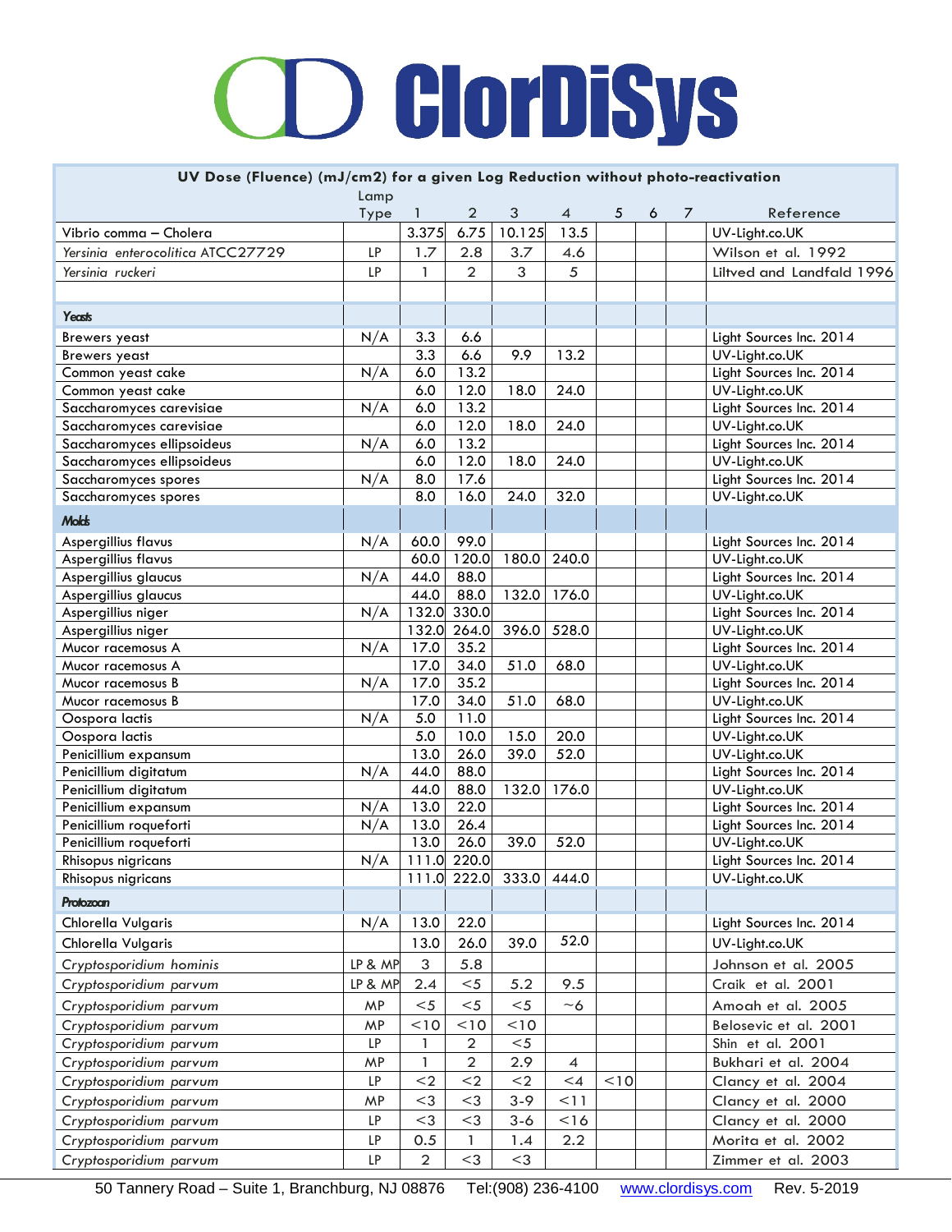# ClorDiSys

| UV Dose (Fluence) (mJ/cm2) for a given Log Reduction without photo-reactivation | | | | | | | | | |
|---|---|---|---|---|---|---|---|---|---|
| | Lamp Type | 1 | 2 | 3 | 4 | 5 | 6 | 7 | Reference |
| Vibrio comma – Cholera | | 3.375 | 6.75 | 10.125 | 13.5 | | | | UV-Light.co.UK |
| *Yersinia enterocolitica ATCC27729* | LP | 1.7 | 2.8 | 3.7 | 4.6 | | | | Wilson et al. 1992 |
| *Yersinia ruckeri* | LP | 1 | 2 | 3 | 5 | | | | Liltved and Landfald 1996 |
| | | | | | | | | | |
| **Yeasts** | | | | | | | | | |
| Brewers yeast | N/A | 3.3 | 6.6 | | | | | | Light Sources Inc. 2014 |
| Brewers yeast | | 3.3 | 6.6 | 9.9 | 13.2 | | | | UV-Light.co.UK |
| Common yeast cake | N/A | 6.0 | 13.2 | | | | | | Light Sources Inc. 2014 |
| Common yeast cake | | 6.0 | 12.0 | 18.0 | 24.0 | | | | UV-Light.co.UK |
| Saccharomyces carevisiae | N/A | 6.0 | 13.2 | | | | | | Light Sources Inc. 2014 |
| Saccharomyces carevisiae | | 6.0 | 12.0 | 18.0 | 24.0 | | | | UV-Light.co.UK |
| Saccharomyces ellipsoideus | N/A | 6.0 | 13.2 | | | | | | Light Sources Inc. 2014 |
| Saccharomyces ellipsoideus | | 6.0 | 12.0 | 18.0 | 24.0 | | | | UV-Light.co.UK |
| Saccharomyces spores | N/A | 8.0 | 17.6 | | | | | | Light Sources Inc. 2014 |
| Saccharomyces spores | | 8.0 | 16.0 | 24.0 | 32.0 | | | | UV-Light.co.UK |
| **Molds** | | | | | | | | | |
| Aspergillius flavus | N/A | 60.0 | 99.0 | | | | | | Light Sources Inc. 2014 |
| Aspergillius flavus | | 60.0 | 120.0 | 180.0 | 240.0 | | | | UV-Light.co.UK |
| Aspergillius glaucus | N/A | 44.0 | 88.0 | | | | | | Light Sources Inc. 2014 |
| Aspergillius glaucus | | 44.0 | 88.0 | 132.0 | 176.0 | | | | UV-Light.co.UK |
| Aspergillius niger | N/A | 132.0 | 330.0 | | | | | | Light Sources Inc. 2014 |
| Aspergillius niger | | 132.0 | 264.0 | 396.0 | 528.0 | | | | UV-Light.co.UK |
| Mucor racemosus A | N/A | 17.0 | 35.2 | | | | | | Light Sources Inc. 2014 |
| Mucor racemosus A | | 17.0 | 34.0 | 51.0 | 68.0 | | | | UV-Light.co.UK |
| Mucor racemosus B | N/A | 17.0 | 35.2 | | | | | | Light Sources Inc. 2014 |
| Mucor racemosus B | | 17.0 | 34.0 | 51.0 | 68.0 | | | | UV-Light.co.UK |
| Oospora lactis | N/A | 5.0 | 11.0 | | | | | | Light Sources Inc. 2014 |
| Oospora lactis | | 5.0 | 10.0 | 15.0 | 20.0 | | | | UV-Light.co.UK |
| Penicillium expansum | | 13.0 | 26.0 | 39.0 | 52.0 | | | | UV-Light.co.UK |
| Penicillium digitatum | N/A | 44.0 | 88.0 | | | | | | Light Sources Inc. 2014 |
| Penicillium digitatum | | 44.0 | 88.0 | 132.0 | 176.0 | | | | UV-Light.co.UK |
| Penicillium expansum | N/A | 13.0 | 22.0 | | | | | | Light Sources Inc. 2014 |
| Penicillium roqueforti | N/A | 13.0 | 26.4 | | | | | | Light Sources Inc. 2014 |
| Penicillium roqueforti | | 13.0 | 26.0 | 39.0 | 52.0 | | | | UV-Light.co.UK |
| Rhisopus nigricans | N/A | 111.0 | 220.0 | | | | | | Light Sources Inc. 2014 |
| Rhisopus nigricans | | 111.0 | 222.0 | 333.0 | 444.0 | | | | UV-Light.co.UK |
| **Protozoan** | | | | | | | | | |
| Chlorella Vulgaris | N/A | 13.0 | 22.0 | | | | | | Light Sources Inc. 2014 |
| Chlorella Vulgaris | | 13.0 | 26.0 | 39.0 | 52.0 | | | | UV-Light.co.UK |
| *Cryptosporidium hominis* | LP & MP | 3 | 5.8 | | | | | | Johnson et al. 2005 |
| *Cryptosporidium parvum* | LP & MP | 2.4 | <5 | 5.2 | 9.5 | | | | Craik et al. 2001 |
| *Cryptosporidium parvum* | MP | <5 | <5 | <5 | ~6 | | | | Amoah et al. 2005 |
| *Cryptosporidium parvum* | MP | <10 | <10 | <10 | | | | | Belosevic et al. 2001 |
| *Cryptosporidium parvum* | LP | 1 | 2 | <5 | | | | | Shin et al. 2001 |
| *Cryptosporidium parvum* | MP | 1 | 2 | 2.9 | 4 | | | | Bukhari et al. 2004 |
| *Cryptosporidium parvum* | LP | <2 | <2 | <2 | <4 | <10 | | | Clancy et al. 2004 |
| *Cryptosporidium parvum* | MP | <3 | <3 | 3-9 | <11 | | | | Clancy et al. 2000 |
| *Cryptosporidium parvum* | LP | <3 | <3 | 3-6 | <16 | | | | Clancy et al. 2000 |
| *Cryptosporidium parvum* | LP | 0.5 | 1 | 1.4 | 2.2 | | | | Morita et al. 2002 |
| *Cryptosporidium parvum* | LP | 2 | <3 | <3 | | | | | Zimmer et al. 2003 |

50 Tannery Road – Suite 1, Branchburg, NJ 08876 Tel:(908) 236-4100 www.clordisys.com Rev. 5-2019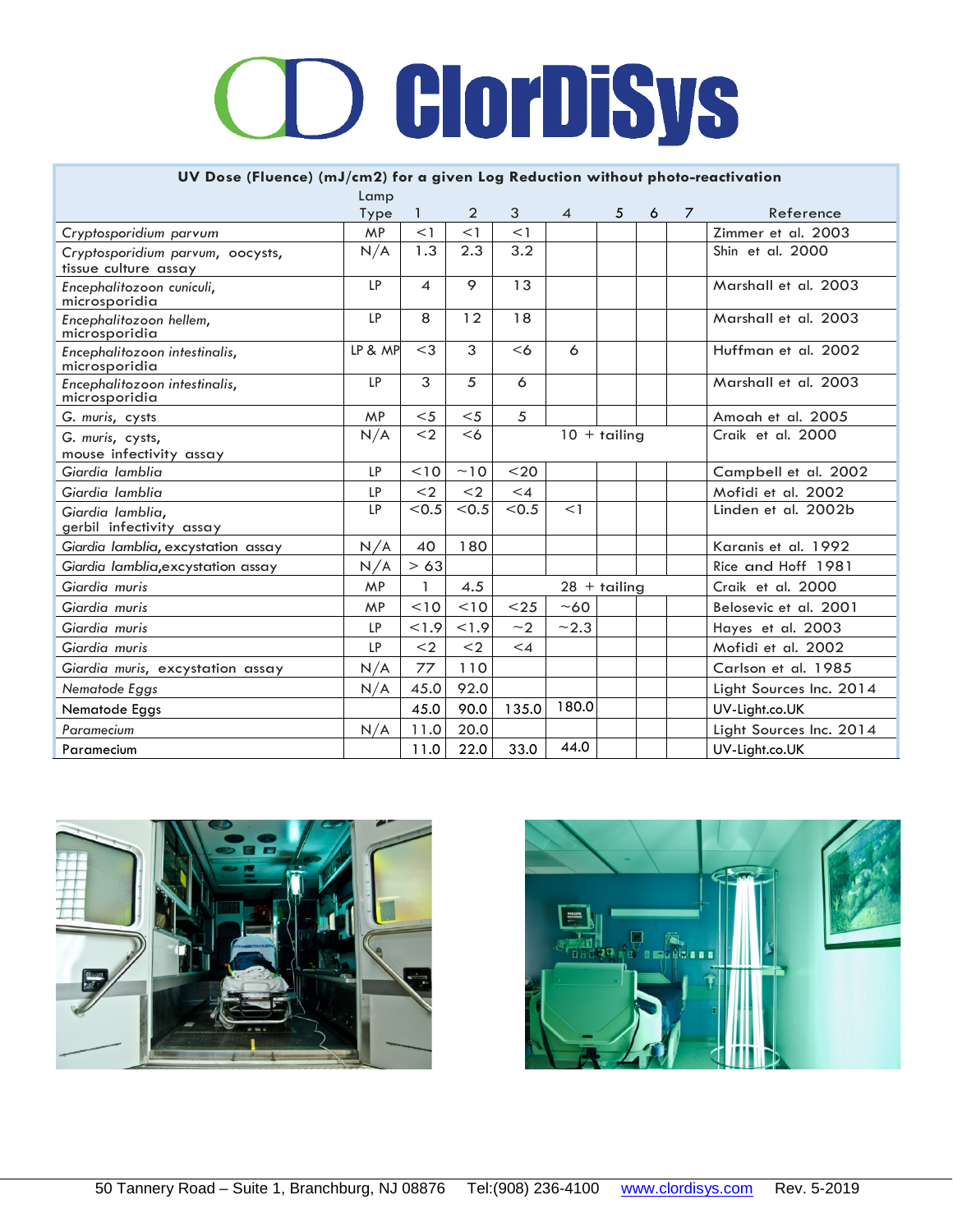# ClorDiSys

| UV Dose (Fluence) (mJ/cm2) for a given Log Reduction without photo-reactivation | | | | | | | | | |
|---|---|---|---|---|---|---|---|---|---|
| | Lamp Type | 1 | 2 | 3 | 4 | 5 | 6 | 7 | Reference |
| *Cryptosporidium parvum* | MP | <1 | <1 | <1 | | | | | Zimmer et al. 2003 |
| *Cryptosporidium parvum*, oocysts, tissue culture assay | N/A | 1.3 | 2.3 | 3.2 | | | | | Shin et al. 2000 |
| *Encephalitozoon cuniculi*, microsporidia | LP | 4 | 9 | 13 | | | | | Marshall et al. 2003 |
| *Encephalitozoon hellem*, microsporidia | LP | 8 | 12 | 18 | | | | | Marshall et al. 2003 |
| *Encephalitozoon intestinalis*, microsporidia | LP & MP | <3 | 3 | <6 | 6 | | | | Huffman et al. 2002 |
| *Encephalitozoon intestinalis*, microsporidia | LP | 3 | 5 | 6 | | | | | Marshall et al. 2003 |
| *G. muris*, cysts | MP | <5 | <5 | 5 | | | | | Amoah et al. 2005 |
| *G. muris*, cysts, mouse infectivity assay | N/A | <2 | <6 | | 10 + tailing | | | | Craik et al. 2000 |
| *Giardia lamblia* | LP | <10 | ~10 | <20 | | | | | Campbell et al. 2002 |
| *Giardia lamblia* | LP | <2 | <2 | <4 | | | | | Mofidi et al. 2002 |
| *Giardia lamblia*, gerbil infectivity assay | LP | <0.5 | <0.5 | <0.5 | <1 | | | | Linden et al. 2002b |
| *Giardia lamblia*, excystation assay | N/A | 40 | 180 | | | | | | Karanis et al. 1992 |
| *Giardia lamblia*, excystation assay | N/A | > 63 | | | | | | | Rice and Hoff 1981 |
| *Giardia muris* | MP | 1 | 4.5 | | 28 + tailing | | | | Craik et al. 2000 |
| *Giardia muris* | MP | <10 | <10 | <25 | ~60 | | | | Belosevic et al. 2001 |
| *Giardia muris* | LP | <1.9 | <1.9 | ~2 | ~2.3 | | | | Hayes et al. 2003 |
| *Giardia muris* | LP | <2 | <2 | <4 | | | | | Mofidi et al. 2002 |
| *Giardia muris*, excystation assay | N/A | 77 | 110 | | | | | | Carlson et al. 1985 |
| *Nematode Eggs* | N/A | 45.0 | 92.0 | | | | | | Light Sources Inc. 2014 |
| Nematode Eggs | | 45.0 | 90.0 | 135.0 | 180.0 | | | | UV-Light.co.UK |
| *Paramecium* | N/A | 11.0 | 20.0 | | | | | | Light Sources Inc. 2014 |
| Paramecium | | 11.0 | 22.0 | 33.0 | 44.0 | | | | UV-Light.co.UK |

50 Tannery Road – Suite 1, Branchburg, NJ 08876 Tel:(908) 236-4100 www.clordisys.com Rev. 5-2019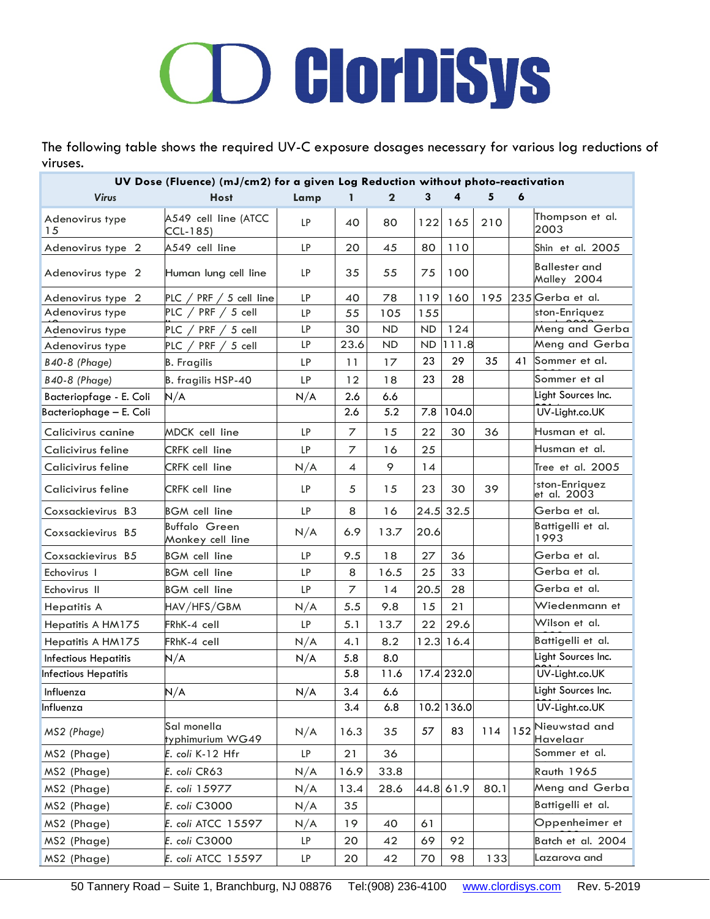# ClorDiSys

The following table shows the required UV-C exposure dosages necessary for various log reductions of viruses.

| UV Dose (Fluence) (mJ/cm2) for a given Log Reduction without photo-reactivation | | | | | | | | | |
|---|---|---|---|---|---|---|---|---|---|
| *Virus* | Host | Lamp | 1 | 2 | 3 | 4 | 5 | 6 | |
| Adenovirus type 15 | A549 cell line (ATCC CCL-185) | LP | 40 | 80 | 122 | 165 | 210 | | Thompson et al. 2003 |
| Adenovirus type 2 | A549 cell line | LP | 20 | 45 | 80 | 110 | | | Shin et al. 2005 |
| Adenovirus type 2 | Human lung cell line | LP | 35 | 55 | 75 | 100 | | | Ballester and Malley 2004 |
| Adenovirus type 2 | PLC / PRF / 5 cell line | LP | 40 | 78 | 119 | 160 | 195 | 235 | Gerba et al. |
| Adenovirus type | PLC / PRF / 5 cell | LP | 55 | 105 | 155 | | | | ston-Enriquez |
| Adenovirus type | PLC / PRF / 5 cell | LP | 30 | ND | ND | 124 | | | Meng and Gerba |
| Adenovirus type | PLC / PRF / 5 cell | LP | 23.6 | ND | ND | 111.8 | | | Meng and Gerba |
| *B40-8 (Phage)* | B. Fragilis | LP | 11 | 17 | 23 | 29 | 35 | 41 | Sommer et al. |
| *B40-8 (Phage)* | B. fragilis HSP-40 | LP | 12 | 18 | 23 | 28 | | | Sommer et al |
| Bacteriopfage - E. Coli | N/A | N/A | 2.6 | 6.6 | | | | | Light Sources Inc. |
| Bacteriophage – E. Coli | | | 2.6 | 5.2 | 7.8 | 104.0 | | | UV-Light.co.UK |
| Calicivirus canine | MDCK cell line | LP | 7 | 15 | 22 | 30 | 36 | | Husman et al. |
| Calicivirus feline | CRFK cell line | LP | 7 | 16 | 25 | | | | Husman et al. |
| Calicivirus feline | CRFK cell line | N/A | 4 | 9 | 14 | | | | Tree et al. 2005 |
| Calicivirus feline | CRFK cell line | LP | 5 | 15 | 23 | 30 | 39 | | ston-Enriquez et al. 2003 |
| Coxsackievirus B3 | BGM cell line | LP | 8 | 16 | 24.5 | 32.5 | | | Gerba et al. |
| Coxsackievirus B5 | Buffalo Green Monkey cell line | N/A | 6.9 | 13.7 | 20.6 | | | | Battigelli et al. 1993 |
| Coxsackievirus B5 | BGM cell line | LP | 9.5 | 18 | 27 | 36 | | | Gerba et al. |
| Echovirus I | BGM cell line | LP | 8 | 16.5 | 25 | 33 | | | Gerba et al. |
| Echovirus II | BGM cell line | LP | 7 | 14 | 20.5 | 28 | | | Gerba et al. |
| Hepatitis A | HAV/HFS/GBM | N/A | 5.5 | 9.8 | 15 | 21 | | | Wiedenmann et |
| Hepatitis A HM175 | FRhK-4 cell | LP | 5.1 | 13.7 | 22 | 29.6 | | | Wilson et al. |
| Hepatitis A HM175 | FRhK-4 cell | N/A | 4.1 | 8.2 | 12.3 | 16.4 | | | Battigelli et al. |
| Infectious Hepatitis | N/A | N/A | 5.8 | 8.0 | | | | | Light Sources Inc. |
| Infectious Hepatitis | | | 5.8 | 11.6 | 17.4 | 232.0 | | | UV-Light.co.UK |
| Influenza | N/A | N/A | 3.4 | 6.6 | | | | | Light Sources Inc. |
| Influenza | | | 3.4 | 6.8 | 10.2 | 136.0 | | | UV-Light.co.UK |
| *MS2 (Phage)* | Sal monella typhimurium WG49 | N/A | 16.3 | 35 | 57 | 83 | 114 | 152 | Nieuwstad and Havelaar |
| MS2 (Phage) | *E. coli* K-12 Hfr | LP | 21 | 36 | | | | | Sommer et al. |
| MS2 (Phage) | *E. coli* CR63 | N/A | 16.9 | 33.8 | | | | | Rauth 1965 |
| MS2 (Phage) | *E. coli* 15977 | N/A | 13.4 | 28.6 | 44.8 | 61.9 | 80.1 | | Meng and Gerba |
| MS2 (Phage) | *E. coli* C3000 | N/A | 35 | | | | | | Battigelli et al. |
| MS2 (Phage) | *E. coli* ATCC 15597 | N/A | 19 | 40 | 61 | | | | Oppenheimer et |
| MS2 (Phage) | *E. coli* C3000 | LP | 20 | 42 | 69 | 92 | | | Batch et al. 2004 |
| MS2 (Phage) | *E. coli* ATCC 15597 | LP | 20 | 42 | 70 | 98 | 133 | | Lazarova and |

50 Tannery Road – Suite 1, Branchburg, NJ 08876 Tel:(908) 236-4100 www.clordisys.com Rev. 5-2019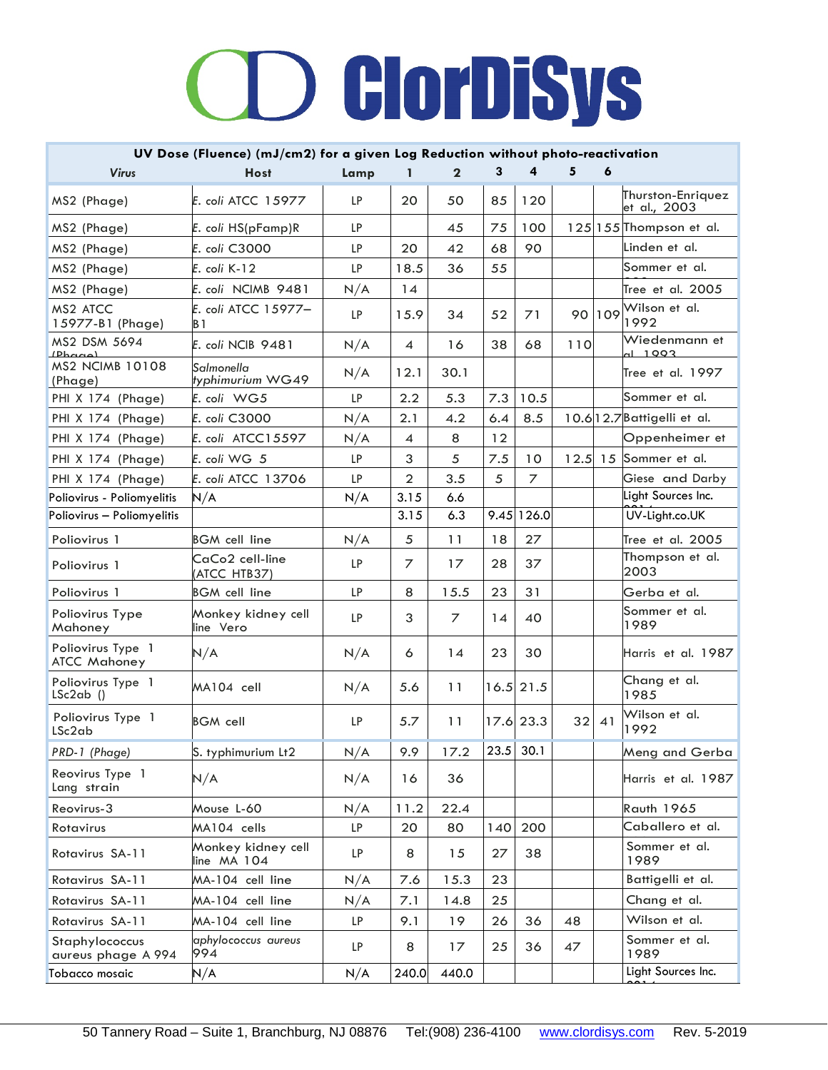# ClorDiSys

| UV Dose (Fluence) (mJ/cm2) for a given Log Reduction without photo-reactivation | | | | | | | | | |
|---|---|---|---|---|---|---|---|---|---|
| *Virus* | Host | Lamp | 1 | 2 | 3 | 4 | 5 | 6 | |
| MS2 (Phage) | *E. coli* ATCC 15977 | LP | 20 | 50 | 85 | 120 | | | Thurston-Enriquez et al., 2003 |
| MS2 (Phage) | *E. coli* HS(pFamp)R | LP | | 45 | 75 | 100 | 125 | 155 | Thompson et al. |
| MS2 (Phage) | *E. coli* C3000 | LP | 20 | 42 | 68 | 90 | | | Linden et al. |
| MS2 (Phage) | *E. coli* K-12 | LP | 18.5 | 36 | 55 | | | | Sommer et al. |
| MS2 (Phage) | *E. coli* NCIMB 9481 | N/A | 14 | | | | | | Tree et al. 2005 |
| MS2 ATCC 15977-B1 (Phage) | *E. coli* ATCC 15977–B1 | LP | 15.9 | 34 | 52 | 71 | 90 | 109 | Wilson et al. 1992 |
| MS2 DSM 5694 (Phage) | *E. coli* NCIB 9481 | N/A | 4 | 16 | 38 | 68 | 110 | | Wiedenmann et al. 1993 |
| MS2 NCIMB 10108 (Phage) | *Salmonella typhimurium* WG49 | N/A | 12.1 | 30.1 | | | | | Tree et al. 1997 |
| PHI X 174 (Phage) | *E. coli* WG5 | LP | 2.2 | 5.3 | 7.3 | 10.5 | | | Sommer et al. |
| PHI X 174 (Phage) | *E. coli* C3000 | N/A | 2.1 | 4.2 | 6.4 | 8.5 | 10.6 | 12.7 | Battigelli et al. |
| PHI X 174 (Phage) | *E. coli* ATCC15597 | N/A | 4 | 8 | 12 | | | | Oppenheimer et |
| PHI X 174 (Phage) | *E. coli* WG 5 | LP | 3 | 5 | 7.5 | 10 | 12.5 | 15 | Sommer et al. |
| PHI X 174 (Phage) | *E. coli* ATCC 13706 | LP | 2 | 3.5 | 5 | 7 | | | Giese and Darby |
| Poliovirus - Poliomyelitis | N/A | N/A | 3.15 | 6.6 | | | | | Light Sources Inc. 2014 |
| Poliovirus – Poliomyelitis | | | 3.15 | 6.3 | 9.45 | 126.0 | | | UV-Light.co.UK |
| Poliovirus 1 | BGM cell line | N/A | 5 | 11 | 18 | 27 | | | Tree et al. 2005 |
| Poliovirus 1 | CaCo2 cell-line (ATCC HTB37) | LP | 7 | 17 | 28 | 37 | | | Thompson et al. 2003 |
| Poliovirus 1 | BGM cell line | LP | 8 | 15.5 | 23 | 31 | | | Gerba et al. |
| Poliovirus Type Mahoney | Monkey kidney cell line Vero | LP | 3 | 7 | 14 | 40 | | | Sommer et al. 1989 |
| Poliovirus Type 1 ATCC Mahoney | N/A | N/A | 6 | 14 | 23 | 30 | | | Harris et al. 1987 |
| Poliovirus Type 1 LSc2ab () | MA104 cell | N/A | 5.6 | 11 | 16.5 | 21.5 | | | Chang et al. 1985 |
| Poliovirus Type 1 LSc2ab | BGM cell | LP | 5.7 | 11 | 17.6 | 23.3 | 32 | 41 | Wilson et al. 1992 |
| *PRD-1 (Phage)* | S. typhimurium Lt2 | N/A | 9.9 | 17.2 | 23.5 | 30.1 | | | Meng and Gerba |
| Reovirus Type 1 Lang strain | N/A | N/A | 16 | 36 | | | | | Harris et al. 1987 |
| Reovirus-3 | Mouse L-60 | N/A | 11.2 | 22.4 | | | | | Rauth 1965 |
| Rotavirus | MA104 cells | LP | 20 | 80 | 140 | 200 | | | Caballero et al. |
| Rotavirus SA-11 | Monkey kidney cell line MA 104 | LP | 8 | 15 | 27 | 38 | | | Sommer et al. 1989 |
| Rotavirus SA-11 | MA-104 cell line | N/A | 7.6 | 15.3 | 23 | | | | Battigelli et al. |
| Rotavirus SA-11 | MA-104 cell line | N/A | 7.1 | 14.8 | 25 | | | | Chang et al. |
| Rotavirus SA-11 | MA-104 cell line | LP | 9.1 | 19 | 26 | 36 | 48 | | Wilson et al. |
| Staphylococcus aureus phage A 994 | *aphylococcus aureus* 994 | LP | 8 | 17 | 25 | 36 | 47 | | Sommer et al. 1989 |
| Tobacco mosaic | N/A | N/A | 240.0 | 440.0 | | | | | Light Sources Inc. 2014 |

50 Tannery Road – Suite 1, Branchburg, NJ 08876 Tel:(908) 236-4100 www.clordisys.com Rev. 5-2019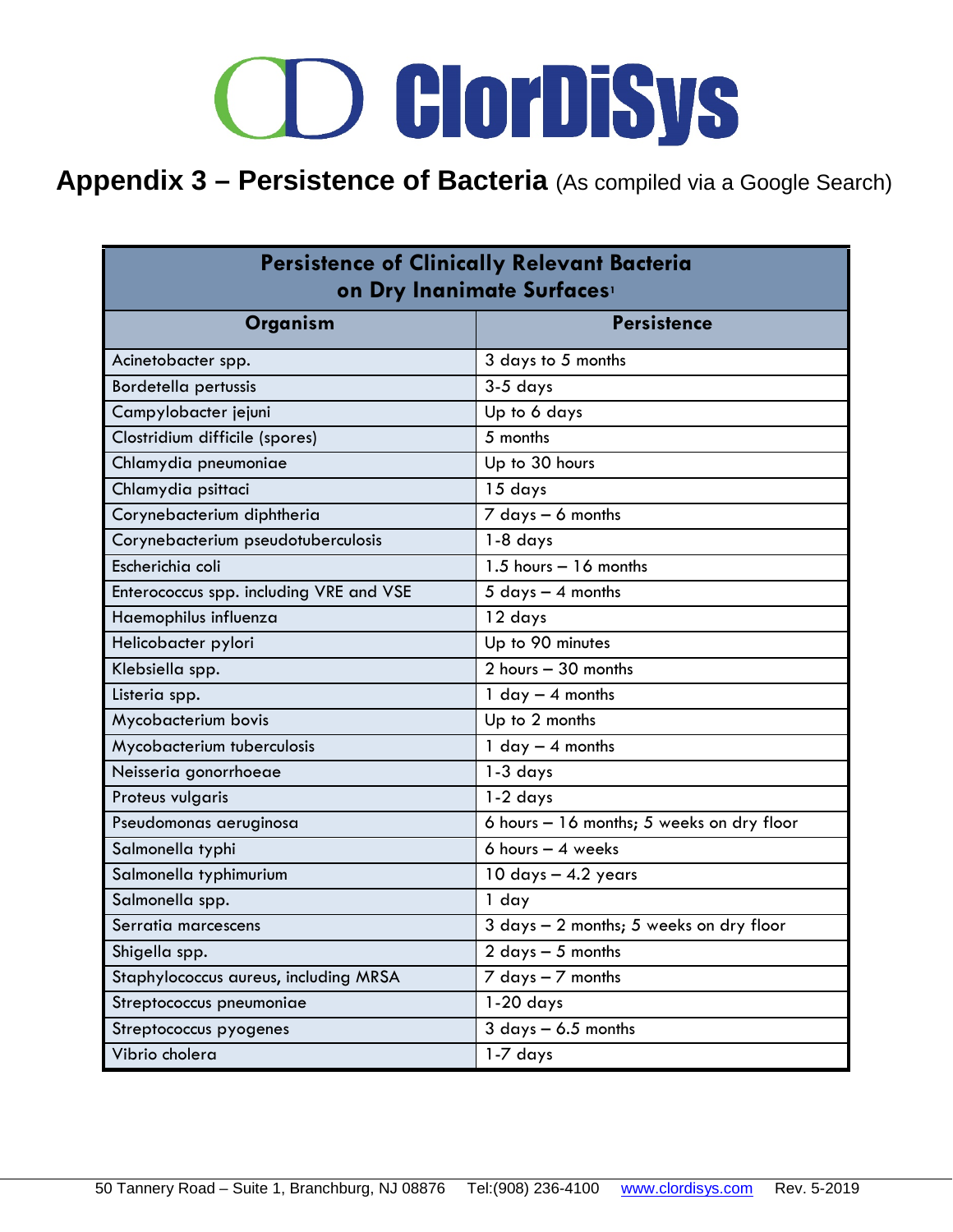# Appendix 3 – Persistence of Bacteria (As compiled via a Google Search)

| Persistence of Clinically Relevant Bacteria on Dry Inanimate Surfaces[1] | |
|---|---|
| **Organism** | **Persistence** |
| Acinetobacter spp. | 3 days to 5 months |
| Bordetella pertussis | 3-5 days |
| Campylobacter jejuni | Up to 6 days |
| Clostridium difficile (spores) | 5 months |
| Chlamydia pneumoniae | Up to 30 hours |
| Chlamydia psittaci | 15 days |
| Corynebacterium diphtheria | 7 days – 6 months |
| Corynebacterium pseudotuberculosis | 1-8 days |
| Escherichia coli | 1.5 hours – 16 months |
| Enterococcus spp. including VRE and VSE | 5 days – 4 months |
| Haemophilus influenza | 12 days |
| Helicobacter pylori | Up to 90 minutes |
| Klebsiella spp. | 2 hours – 30 months |
| Listeria spp. | 1 day – 4 months |
| Mycobacterium bovis | Up to 2 months |
| Mycobacterium tuberculosis | 1 day – 4 months |
| Neisseria gonorrhoeae | 1-3 days |
| Proteus vulgaris | 1-2 days |
| Pseudomonas aeruginosa | 6 hours – 16 months; 5 weeks on dry floor |
| Salmonella typhi | 6 hours – 4 weeks |
| Salmonella typhimurium | 10 days – 4.2 years |
| Salmonella spp. | 1 day |
| Serratia marcescens | 3 days – 2 months; 5 weeks on dry floor |
| Shigella spp. | 2 days – 5 months |
| Staphylococcus aureus, including MRSA | 7 days – 7 months |
| Streptococcus pneumoniae | 1-20 days |
| Streptococcus pyogenes | 3 days – 6.5 months |
| Vibrio cholera | 1-7 days |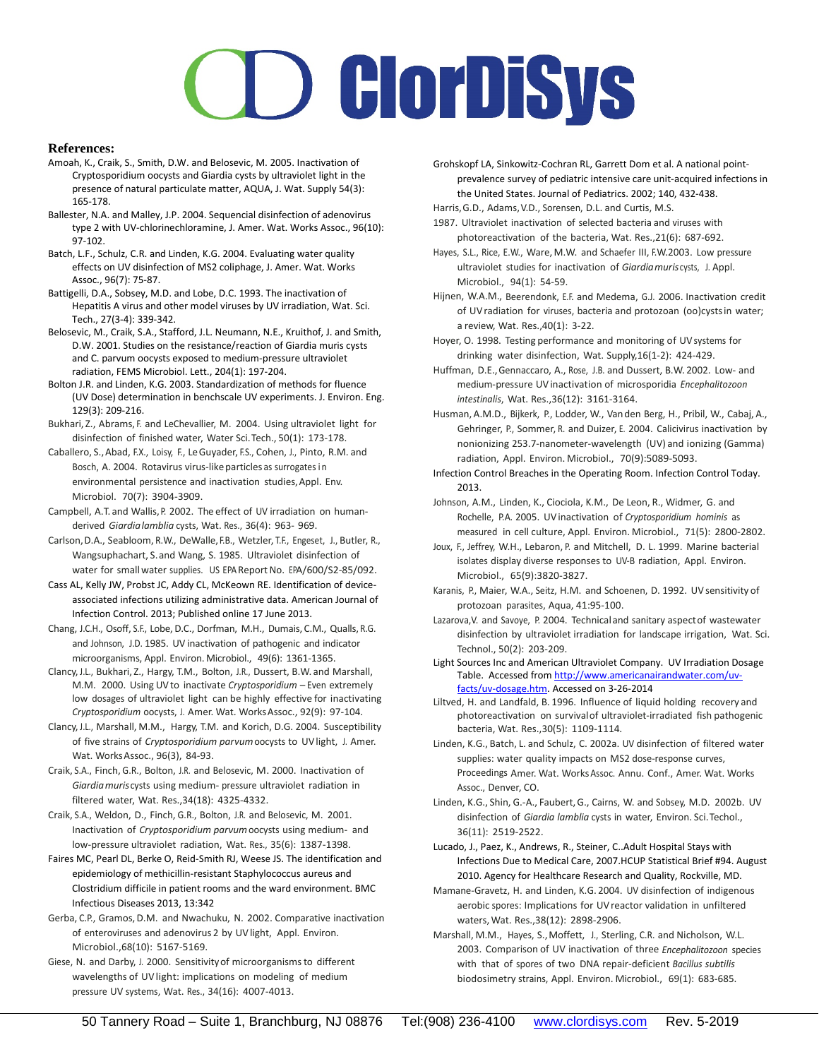**References:**

Amoah, K., Craik, S., Smith, D.W. and Belosevic, M. 2005. Inactivation of Cryptosporidium oocysts and Giardia cysts by ultraviolet light in the presence of natural particulate matter, AQUA, J. Wat. Supply 54(3): 165-178.

Ballester, N.A. and Malley, J.P. 2004. Sequencial disinfection of adenovirus type 2 with UV-chlorinechloramine, J. Amer. Wat. Works Assoc., 96(10): 97-102.

Batch, L.F., Schulz, C.R. and Linden, K.G. 2004. Evaluating water quality effects on UV disinfection of MS2 coliphage, J. Amer. Wat. Works Assoc., 96(7): 75-87.

Battigelli, D.A., Sobsey, M.D. and Lobe, D.C. 1993. The inactivation of Hepatitis A virus and other model viruses by UV irradiation, Wat. Sci. Tech., 27(3-4): 339-342.

Belosevic, M., Craik, S.A., Stafford, J.L. Neumann, N.E., Kruithof, J. and Smith, D.W. 2001. Studies on the resistance/reaction of Giardia muris cysts and C. parvum oocysts exposed to medium-pressure ultraviolet radiation, FEMS Microbiol. Lett., 204(1): 197-204.

Bolton J.R. and Linden, K.G. 2003. Standardization of methods for fluence (UV Dose) determination in benchscale UV experiments. J. Environ. Eng. 129(3): 209-216.

Bukhari, Z., Abrams, F. and LeChevallier, M. 2004. Using ultraviolet light for disinfection of finished water, Water Sci. Tech., 50(1): 173-178.

Caballero, S., Abad, F.X., Loisy, F., Le Guyader, F.S., Cohen, J., Pinto, R.M. and Bosch, A. 2004. Rotavirus virus-like particles as surrogates in environmental persistence and inactivation studies, Appl. Env. Microbiol. 70(7): 3904-3909.

Campbell, A.T. and Wallis, P. 2002. The effect of UV irradiation on human-derived *Giardia lamblia* cysts, Wat. Res., 36(4): 963- 969.

Carlson, D.A., Seabloom, R.W., DeWalle, F.B., Wetzler, T.F., Engeset, J., Butler, R., Wangsuphachart, S. and Wang, S. 1985. Ultraviolet disinfection of water for small water supplies. US EPA Report No. EPA/600/S2-85/092.

Cass AL, Kelly JW, Probst JC, Addy CL, McKeown RE. Identification of device-associated infections utilizing administrative data. American Journal of Infection Control. 2013; Published online 17 June 2013.

Chang, J.C.H., Osoff, S.F., Lobe, D.C., Dorfman, M.H., Dumais, C.M., Qualls, R.G. and Johnson, J.D. 1985. UV inactivation of pathogenic and indicator microorganisms, Appl. Environ. Microbiol., 49(6): 1361-1365.

Clancy, J.L., Bukhari, Z., Hargy, T.M., Bolton, J.R., Dussert, B.W. and Marshall, M.M. 2000. Using UV to inactivate *Cryptosporidium* – Even extremely low dosages of ultraviolet light can be highly effective for inactivating *Cryptosporidium* oocysts, J. Amer. Wat. Works Assoc., 92(9): 97-104.

Clancy, J.L., Marshall, M.M., Hargy, T.M. and Korich, D.G. 2004. Susceptibility of five strains of *Cryptosporidium parvum* oocysts to UV light, J. Amer. Wat. Works Assoc., 96(3), 84-93.

Craik, S.A., Finch, G.R., Bolton, J.R. and Belosevic, M. 2000. Inactivation of *Giardia muris* cysts using medium- pressure ultraviolet radiation in filtered water, Wat. Res.,34(18): 4325-4332.

Craik, S.A., Weldon, D., Finch, G.R., Bolton, J.R. and Belosevic, M. 2001. Inactivation of *Cryptosporidium parvum* oocysts using medium- and low-pressure ultraviolet radiation, Wat. Res., 35(6): 1387-1398.

Faires MC, Pearl DL, Berke O, Reid-Smith RJ, Weese JS. The identification and epidemiology of methicillin-resistant Staphylococcus aureus and Clostridium difficile in patient rooms and the ward environment. BMC Infectious Diseases 2013, 13:342

Gerba, C.P., Gramos, D.M. and Nwachuku, N. 2002. Comparative inactivation of enteroviruses and adenovirus 2 by UV light, Appl. Environ. Microbiol.,68(10): 5167-5169.

Giese, N. and Darby, J. 2000. Sensitivity of microorganisms to different wavelengths of UV light: implications on modeling of medium pressure UV systems, Wat. Res., 34(16): 4007-4013.

Grohskopf LA, Sinkowitz-Cochran RL, Garrett Dom et al. A national point-prevalence survey of pediatric intensive care unit-acquired infections in the United States. Journal of Pediatrics. 2002; 140, 432-438.

Harris, G.D., Adams, V.D., Sorensen, D.L. and Curtis, M.S. 1987. Ultraviolet inactivation of selected bacteria and viruses with photoreactivation of the bacteria, Wat. Res.,21(6): 687-692.

Hayes, S.L., Rice, E.W., Ware, M.W. and Schaefer III, F.W.2003. Low pressure ultraviolet studies for inactivation of *Giardia muris* cysts, J. Appl. Microbiol., 94(1): 54-59.

Hijnen, W.A.M., Beerendonk, E.F. and Medema, G.J. 2006. Inactivation credit of UV radiation for viruses, bacteria and protozoan (oo)cysts in water; a review, Wat. Res.,40(1): 3-22.

Hoyer, O. 1998. Testing performance and monitoring of UV systems for drinking water disinfection, Wat. Supply,16(1-2): 424-429.

Huffman, D.E., Gennaccaro, A., Rose, J.B. and Dussert, B.W. 2002. Low- and medium-pressure UV inactivation of microsporidia *Encephalitozoon intestinalis*, Wat. Res.,36(12): 3161-3164.

Husman, A.M.D., Bijkerk, P., Lodder, W., Van den Berg, H., Pribil, W., Cabaj, A., Gehringer, P., Sommer, R. and Duizer, E. 2004. Calicivirus inactivation by nonionizing 253.7-nanometer-wavelength (UV) and ionizing (Gamma) radiation, Appl. Environ. Microbiol., 70(9):5089-5093.

Infection Control Breaches in the Operating Room. Infection Control Today. 2013.

Johnson, A.M., Linden, K., Ciociola, K.M., De Leon, R., Widmer, G. and Rochelle, P.A. 2005. UV inactivation of *Cryptosporidium hominis* as measured in cell culture, Appl. Environ. Microbiol., 71(5): 2800-2802.

Joux, F., Jeffrey, W.H., Lebaron, P. and Mitchell, D. L. 1999. Marine bacterial isolates display diverse responses to UV-B radiation, Appl. Environ. Microbiol., 65(9):3820-3827.

Karanis, P., Maier, W.A., Seitz, H.M. and Schoenen, D. 1992. UV sensitivity of protozoan parasites, Aqua, 41:95-100.

Lazarova,V. and Savoye, P. 2004. Technical and sanitary aspect of wastewater disinfection by ultraviolet irradiation for landscape irrigation, Wat. Sci. Technol., 50(2): 203-209.

Light Sources Inc and American Ultraviolet Company. UV Irradiation Dosage Table. Accessed from http://www.americanairandwater.com/uv-facts/uv-dosage.htm. Accessed on 3-26-2014

Liltved, H. and Landfald, B. 1996. Influence of liquid holding recovery and photoreactivation on survival of ultraviolet-irradiated fish pathogenic bacteria, Wat. Res.,30(5): 1109-1114.

Linden, K.G., Batch, L. and Schulz, C. 2002a. UV disinfection of filtered water supplies: water quality impacts on MS2 dose-response curves, Proceedings Amer. Wat. Works Assoc. Annu. Conf., Amer. Wat. Works Assoc., Denver, CO.

Linden, K.G., Shin, G.-A., Faubert, G., Cairns, W. and Sobsey, M.D. 2002b. UV disinfection of *Giardia lamblia* cysts in water, Environ. Sci. Techol., 36(11): 2519-2522.

Lucado, J., Paez, K., Andrews, R., Steiner, C..Adult Hospital Stays with Infections Due to Medical Care, 2007.HCUP Statistical Brief #94. August 2010. Agency for Healthcare Research and Quality, Rockville, MD.

Mamane-Gravetz, H. and Linden, K.G. 2004. UV disinfection of indigenous aerobic spores: Implications for UV reactor validation in unfiltered waters, Wat. Res.,38(12): 2898-2906.

Marshall, M.M., Hayes, S., Moffett, J., Sterling, C.R. and Nicholson, W.L. 2003. Comparison of UV inactivation of three *Encephalitozoon* species with that of spores of two DNA repair-deficient *Bacillus subtilis* biodosimetry strains, Appl. Environ. Microbiol., 69(1): 683-685.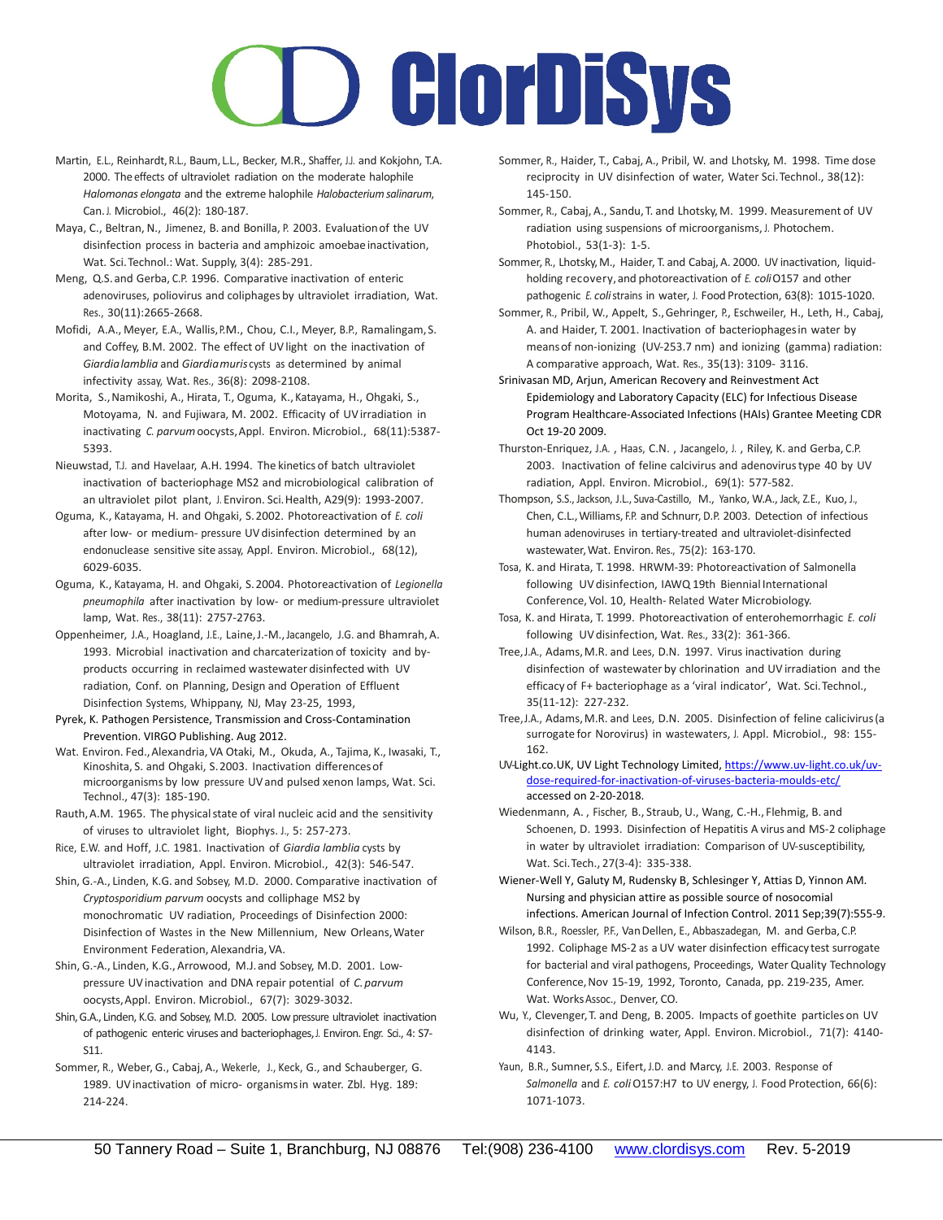Martin, E.L., Reinhardt, R.L., Baum, L.L., Becker, M.R., Shaffer, J.J. and Kokjohn, T.A. 2000. The effects of ultraviolet radiation on the moderate halophile *Halomonas elongata* and the extreme halophile *Halobacterium salinarum*, Can. J. Microbiol., 46(2): 180-187.

Maya, C., Beltran, N., Jimenez, B. and Bonilla, P. 2003. Evaluation of the UV disinfection process in bacteria and amphizoic amoebae inactivation, Wat. Sci. Technol.: Wat. Supply, 3(4): 285-291.

Meng, Q.S. and Gerba, C.P. 1996. Comparative inactivation of enteric adenoviruses, poliovirus and coliphages by ultraviolet irradiation, Wat. Res., 30(11):2665-2668.

Mofidi, A.A., Meyer, E.A., Wallis, P.M., Chou, C.I., Meyer, B.P., Ramalingam, S. and Coffey, B.M. 2002. The effect of UV light on the inactivation of *Giardia lamblia* and *Giardia muris* cysts as determined by animal infectivity assay, Wat. Res., 36(8): 2098-2108.

Morita, S., Namikoshi, A., Hirata, T., Oguma, K., Katayama, H., Ohgaki, S., Motoyama, N. and Fujiwara, M. 2002. Efficacity of UV irradiation in inactivating *C. parvum* oocysts, Appl. Environ. Microbiol., 68(11):5387-5393.

Nieuwstad, T.J. and Havelaar, A.H. 1994. The kinetics of batch ultraviolet inactivation of bacteriophage MS2 and microbiological calibration of an ultraviolet pilot plant, J. Environ. Sci. Health, A29(9): 1993-2007.

Oguma, K., Katayama, H. and Ohgaki, S. 2002. Photoreactivation of *E. coli* after low- or medium- pressure UV disinfection determined by an endonuclease sensitive site assay, Appl. Environ. Microbiol., 68(12), 6029-6035.

Oguma, K., Katayama, H. and Ohgaki, S. 2004. Photoreactivation of *Legionella pneumophila* after inactivation by low- or medium-pressure ultraviolet lamp, Wat. Res., 38(11): 2757-2763.

Oppenheimer, J.A., Hoagland, J.E., Laine, J.-M., Jacangelo, J.G. and Bhamrah, A. 1993. Microbial inactivation and charcaterization of toxicity and by-products occurring in reclaimed wastewater disinfected with UV radiation, Conf. on Planning, Design and Operation of Effluent Disinfection Systems, Whippany, NJ, May 23-25, 1993,

Pyrek, K. Pathogen Persistence, Transmission and Cross-Contamination Prevention. VIRGO Publishing. Aug 2012.

Wat. Environ. Fed., Alexandria, VA Otaki, M., Okuda, A., Tajima, K., Iwasaki, T., Kinoshita, S. and Ohgaki, S. 2003. Inactivation differences of microorganisms by low pressure UV and pulsed xenon lamps, Wat. Sci. Technol., 47(3): 185-190.

Rauth, A.M. 1965. The physical state of viral nucleic acid and the sensitivity of viruses to ultraviolet light, Biophys. J., 5: 257-273.

Rice, E.W. and Hoff, J.C. 1981. Inactivation of *Giardia lamblia* cysts by ultraviolet irradiation, Appl. Environ. Microbiol., 42(3): 546-547.

Shin, G.-A., Linden, K.G. and Sobsey, M.D. 2000. Comparative inactivation of *Cryptosporidium parvum* oocysts and colliphage MS2 by monochromatic UV radiation, Proceedings of Disinfection 2000: Disinfection of Wastes in the New Millennium, New Orleans, Water Environment Federation, Alexandria, VA.

Shin, G.-A., Linden, K.G., Arrowood, M.J. and Sobsey, M.D. 2001. Low-pressure UV inactivation and DNA repair potential of *C. parvum* oocysts, Appl. Environ. Microbiol., 67(7): 3029-3032.

Shin, G.A., Linden, K.G. and Sobsey, M.D. 2005. Low pressure ultraviolet inactivation of pathogenic enteric viruses and bacteriophages, J. Environ. Engr. Sci., 4: S7-S11.

Sommer, R., Weber, G., Cabaj, A., Wekerle, J., Keck, G., and Schauberger, G. 1989. UV inactivation of micro- organisms in water. Zbl. Hyg. 189: 214-224.

Sommer, R., Haider, T., Cabaj, A., Pribil, W. and Lhotsky, M. 1998. Time dose reciprocity in UV disinfection of water, Water Sci. Technol., 38(12): 145-150.

Sommer, R., Cabaj, A., Sandu, T. and Lhotsky, M. 1999. Measurement of UV radiation using suspensions of microorganisms, J. Photochem. Photobiol., 53(1-3): 1-5.

Sommer, R., Lhotsky, M., Haider, T. and Cabaj, A. 2000. UV inactivation, liquid-holding recovery, and photoreactivation of *E. coli* O157 and other pathogenic *E. coli* strains in water, J. Food Protection, 63(8): 1015-1020.

Sommer, R., Pribil, W., Appelt, S., Gehringer, P., Eschweiler, H., Leth, H., Cabaj, A. and Haider, T. 2001. Inactivation of bacteriophages in water by means of non-ionizing (UV-253.7 nm) and ionizing (gamma) radiation: A comparative approach, Wat. Res., 35(13): 3109- 3116.

Srinivasan MD, Arjun, American Recovery and Reinvestment Act Epidemiology and Laboratory Capacity (ELC) for Infectious Disease Program Healthcare-Associated Infections (HAIs) Grantee Meeting CDR Oct 19-20 2009.

Thurston-Enriquez, J.A. , Haas, C.N. , Jacangelo, J. , Riley, K. and Gerba, C.P. 2003. Inactivation of feline calcivirus and adenovirus type 40 by UV radiation, Appl. Environ. Microbiol., 69(1): 577-582.

Thompson, S.S., Jackson, J.L., Suva-Castillo, M., Yanko, W.A., Jack, Z.E., Kuo, J., Chen, C.L., Williams, F.P. and Schnurr, D.P. 2003. Detection of infectious human adenoviruses in tertiary-treated and ultraviolet-disinfected wastewater, Wat. Environ. Res., 75(2): 163-170.

Tosa, K. and Hirata, T. 1998. HRWM-39: Photoreactivation of Salmonella following UV disinfection, IAWQ 19th Biennial International Conference, Vol. 10, Health- Related Water Microbiology.

Tosa, K. and Hirata, T. 1999. Photoreactivation of enterohemorrhagic *E. coli* following UV disinfection, Wat. Res., 33(2): 361-366.

Tree, J.A., Adams, M.R. and Lees, D.N. 1997. Virus inactivation during disinfection of wastewater by chlorination and UV irradiation and the efficacy of F+ bacteriophage as a 'viral indicator', Wat. Sci. Technol., 35(11-12): 227-232.

Tree, J.A., Adams, M.R. and Lees, D.N. 2005. Disinfection of feline calicivirus (a surrogate for Norovirus) in wastewaters, J. Appl. Microbiol., 98: 155-162.

UV-Light.co.UK, UV Light Technology Limited, https://www.uv-light.co.uk/uv-dose-required-for-inactivation-of-viruses-bacteria-moulds-etc/ accessed on 2-20-2018.

Wiedenmann, A. , Fischer, B., Straub, U., Wang, C.-H., Flehmig, B. and Schoenen, D. 1993. Disinfection of Hepatitis A virus and MS-2 coliphage in water by ultraviolet irradiation: Comparison of UV-susceptibility, Wat. Sci. Tech., 27(3-4): 335-338.

Wiener-Well Y, Galuty M, Rudensky B, Schlesinger Y, Attias D, Yinnon AM. Nursing and physician attire as possible source of nosocomial infections. American Journal of Infection Control. 2011 Sep;39(7):555-9.

Wilson, B.R., Roessler, P.F., Van Dellen, E., Abbaszadegan, M. and Gerba, C.P. 1992. Coliphage MS-2 as a UV water disinfection efficacy test surrogate for bacterial and viral pathogens, Proceedings, Water Quality Technology Conference, Nov 15-19, 1992, Toronto, Canada, pp. 219-235, Amer. Wat. Works Assoc., Denver, CO.

Wu, Y., Clevenger, T. and Deng, B. 2005. Impacts of goethite particles on UV disinfection of drinking water, Appl. Environ. Microbiol., 71(7): 4140-4143.

Yaun, B.R., Sumner, S.S., Eifert, J.D. and Marcy, J.E. 2003. Response of *Salmonella* and *E. coli* O157:H7 to UV energy, J. Food Protection, 66(6): 1071-1073.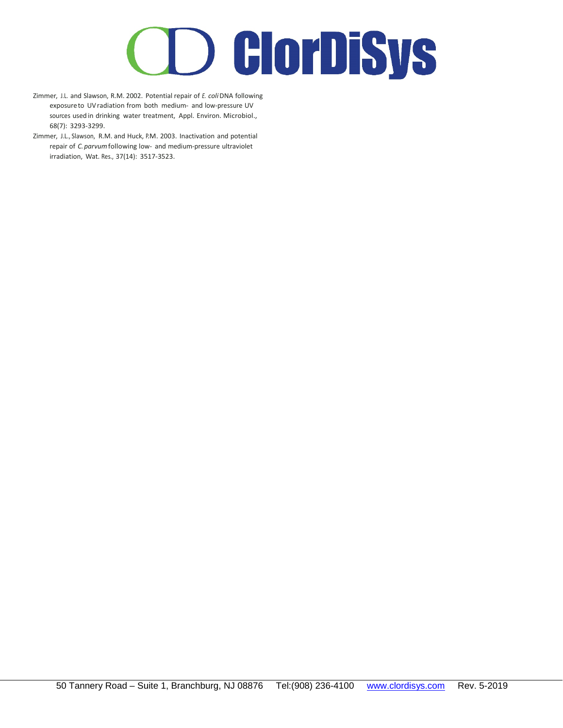Zimmer, J.L. and Slawson, R.M. 2002. Potential repair of *E. coli* DNA following exposure to UV radiation from both medium- and low-pressure UV sources used in drinking water treatment, Appl. Environ. Microbiol., 68(7): 3293-3299.

Zimmer, J.L., Slawson, R.M. and Huck, P.M. 2003. Inactivation and potential repair of *C. parvum* following low- and medium-pressure ultraviolet irradiation, Wat. Res., 37(14): 3517-3523.